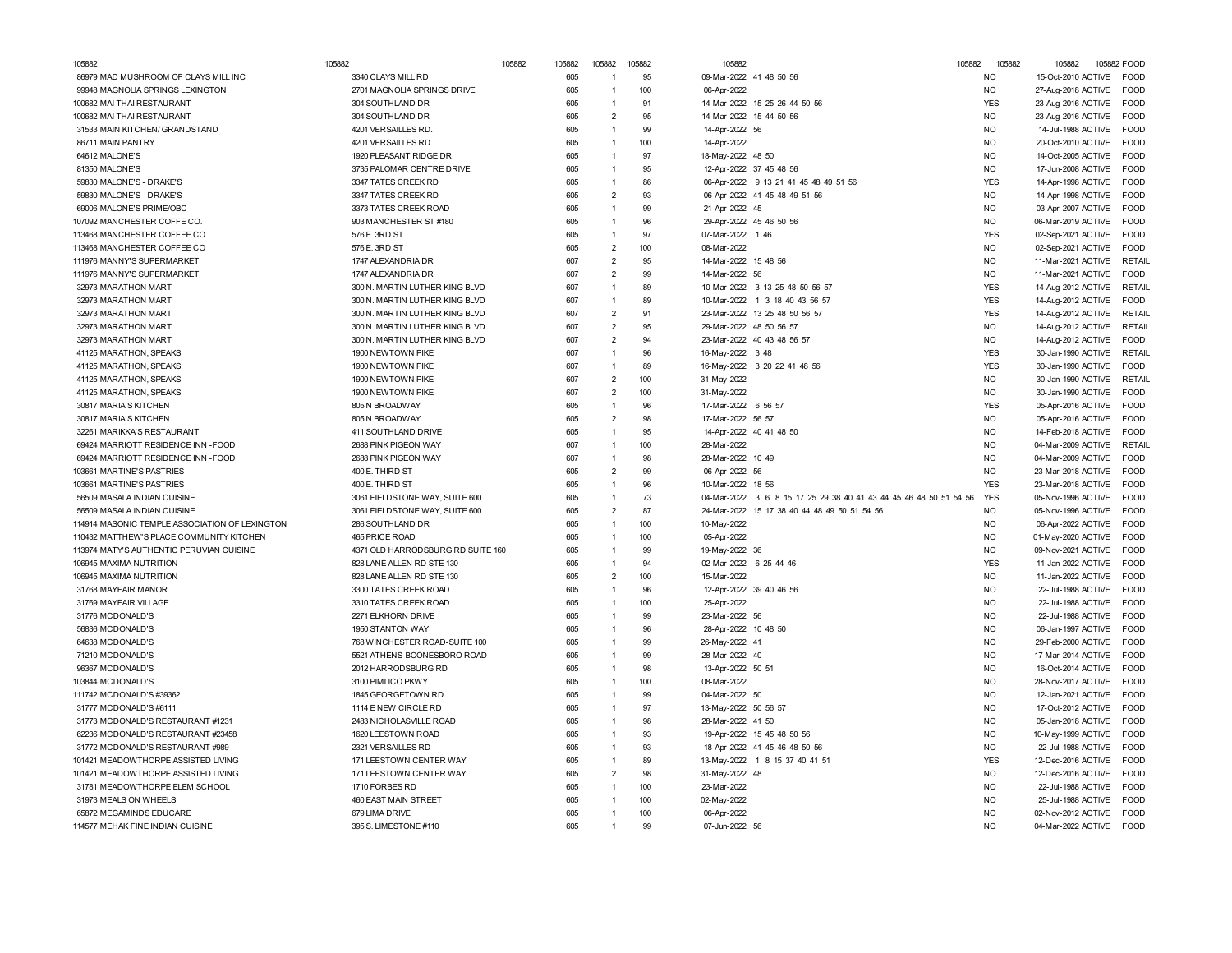| 105882 | 105882 | 105882 | 105882 | 105882 | 105882 | 105882 | 105882 | 105882 | 105882 | 105882 FOOD |
|---|---|---|---|---|---|---|---|---|---|---|
| 86979 MAD MUSHROOM OF CLAYS MILL INC | 3340 CLAYS MILL RD | 605 | 1 | 95 | 09-Mar-2022 | 41 48 50 56 | NO | 15-Oct-2010 | ACTIVE | FOOD |
| 99948 MAGNOLIA SPRINGS LEXINGTON | 2701 MAGNOLIA SPRINGS DRIVE | 605 | 1 | 100 | 06-Apr-2022 | | NO | 27-Aug-2018 | ACTIVE | FOOD |
| 100682 MAI THAI RESTAURANT | 304 SOUTHLAND DR | 605 | 1 | 91 | 14-Mar-2022 | 15 25 26 44 50 56 | YES | 23-Aug-2016 | ACTIVE | FOOD |
| 100682 MAI THAI RESTAURANT | 304 SOUTHLAND DR | 605 | 2 | 95 | 14-Mar-2022 | 15 44 50 56 | NO | 23-Aug-2016 | ACTIVE | FOOD |
| 31533 MAIN KITCHEN/ GRANDSTAND | 4201 VERSAILLES RD. | 605 | 1 | 99 | 14-Apr-2022 | 56 | NO | 14-Jul-1988 | ACTIVE | FOOD |
| 86711 MAIN PANTRY | 4201 VERSAILLES RD | 605 | 1 | 100 | 14-Apr-2022 | | NO | 20-Oct-2010 | ACTIVE | FOOD |
| 64612 MALONE'S | 1920 PLEASANT RIDGE DR | 605 | 1 | 97 | 18-May-2022 | 48 50 | NO | 14-Oct-2005 | ACTIVE | FOOD |
| 81350 MALONE'S | 3735 PALOMAR CENTRE DRIVE | 605 | 1 | 95 | 12-Apr-2022 | 37 45 48 56 | NO | 17-Jun-2008 | ACTIVE | FOOD |
| 59830 MALONE'S - DRAKE'S | 3347 TATES CREEK RD | 605 | 1 | 86 | 06-Apr-2022 | 9 13 21 41 45 48 49 51 56 | YES | 14-Apr-1998 | ACTIVE | FOOD |
| 59830 MALONE'S - DRAKE'S | 3347 TATES CREEK RD | 605 | 2 | 93 | 06-Apr-2022 | 41 45 48 49 51 56 | NO | 14-Apr-1998 | ACTIVE | FOOD |
| 69006 MALONE'S PRIME/OBC | 3373 TATES CREEK ROAD | 605 | 1 | 99 | 21-Apr-2022 | 45 | NO | 03-Apr-2007 | ACTIVE | FOOD |
| 107092 MANCHESTER COFFE CO. | 903 MANCHESTER ST #180 | 605 | 1 | 96 | 29-Apr-2022 | 45 46 50 56 | NO | 06-Mar-2019 | ACTIVE | FOOD |
| 113468 MANCHESTER COFFEE CO | 576 E. 3RD ST | 605 | 1 | 97 | 07-Mar-2022 | 1 46 | YES | 02-Sep-2021 | ACTIVE | FOOD |
| 113468 MANCHESTER COFFEE CO | 576 E. 3RD ST | 605 | 2 | 100 | 08-Mar-2022 | | NO | 02-Sep-2021 | ACTIVE | FOOD |
| 111976 MANNY'S SUPERMARKET | 1747 ALEXANDRIA DR | 607 | 2 | 95 | 14-Mar-2022 | 15 48 56 | NO | 11-Mar-2021 | ACTIVE | RETAIL |
| 111976 MANNY'S SUPERMARKET | 1747 ALEXANDRIA DR | 607 | 2 | 99 | 14-Mar-2022 | 56 | NO | 11-Mar-2021 | ACTIVE | FOOD |
| 32973 MARATHON MART | 300 N. MARTIN LUTHER KING BLVD | 607 | 1 | 89 | 10-Mar-2022 | 3 13 25 48 50 56 57 | YES | 14-Aug-2012 | ACTIVE | RETAIL |
| 32973 MARATHON MART | 300 N. MARTIN LUTHER KING BLVD | 607 | 1 | 89 | 10-Mar-2022 | 1 3 18 40 43 56 57 | YES | 14-Aug-2012 | ACTIVE | FOOD |
| 32973 MARATHON MART | 300 N. MARTIN LUTHER KING BLVD | 607 | 2 | 91 | 23-Mar-2022 | 13 25 48 50 56 57 | YES | 14-Aug-2012 | ACTIVE | RETAIL |
| 32973 MARATHON MART | 300 N. MARTIN LUTHER KING BLVD | 607 | 2 | 95 | 29-Mar-2022 | 48 50 56 57 | NO | 14-Aug-2012 | ACTIVE | RETAIL |
| 32973 MARATHON MART | 300 N. MARTIN LUTHER KING BLVD | 607 | 2 | 94 | 23-Mar-2022 | 40 43 48 56 57 | NO | 14-Aug-2012 | ACTIVE | FOOD |
| 41125 MARATHON, SPEAKS | 1900 NEWTOWN PIKE | 607 | 1 | 96 | 16-May-2022 | 3 48 | YES | 30-Jan-1990 | ACTIVE | RETAIL |
| 41125 MARATHON, SPEAKS | 1900 NEWTOWN PIKE | 607 | 1 | 89 | 16-May-2022 | 3 20 22 41 48 56 | YES | 30-Jan-1990 | ACTIVE | FOOD |
| 41125 MARATHON, SPEAKS | 1900 NEWTOWN PIKE | 607 | 2 | 100 | 31-May-2022 | | NO | 30-Jan-1990 | ACTIVE | RETAIL |
| 41125 MARATHON, SPEAKS | 1900 NEWTOWN PIKE | 607 | 2 | 100 | 31-May-2022 | | NO | 30-Jan-1990 | ACTIVE | FOOD |
| 30817 MARIA'S KITCHEN | 805 N BROADWAY | 605 | 1 | 96 | 17-Mar-2022 | 6 56 57 | YES | 05-Apr-2016 | ACTIVE | FOOD |
| 30817 MARIA'S KITCHEN | 805 N BROADWAY | 605 | 2 | 98 | 17-Mar-2022 | 56 57 | NO | 05-Apr-2016 | ACTIVE | FOOD |
| 32261 MARIKKA'S RESTAURANT | 411 SOUTHLAND DRIVE | 605 | 1 | 95 | 14-Apr-2022 | 40 41 48 50 | NO | 14-Feb-2018 | ACTIVE | FOOD |
| 69424 MARRIOTT RESIDENCE INN -FOOD | 2688 PINK PIGEON WAY | 607 | 1 | 100 | 28-Mar-2022 | | NO | 04-Mar-2009 | ACTIVE | RETAIL |
| 69424 MARRIOTT RESIDENCE INN -FOOD | 2688 PINK PIGEON WAY | 607 | 1 | 98 | 28-Mar-2022 | 10 49 | NO | 04-Mar-2009 | ACTIVE | FOOD |
| 103661 MARTINE'S PASTRIES | 400 E. THIRD ST | 605 | 2 | 99 | 06-Apr-2022 | 56 | NO | 23-Mar-2018 | ACTIVE | FOOD |
| 103661 MARTINE'S PASTRIES | 400 E. THIRD ST | 605 | 1 | 96 | 10-Mar-2022 | 18 56 | YES | 23-Mar-2018 | ACTIVE | FOOD |
| 56509 MASALA INDIAN CUISINE | 3061 FIELDSTONE WAY, SUITE 600 | 605 | 1 | 73 | 04-Mar-2022 | 3 6 8 15 17 25 29 38 40 41 43 44 45 46 48 50 51 54 56 | YES | 05-Nov-1996 | ACTIVE | FOOD |
| 56509 MASALA INDIAN CUISINE | 3061 FIELDSTONE WAY, SUITE 600 | 605 | 2 | 87 | 24-Mar-2022 | 15 17 38 40 44 48 49 50 51 54 56 | NO | 05-Nov-1996 | ACTIVE | FOOD |
| 114914 MASONIC TEMPLE ASSOCIATION OF LEXINGTON | 286 SOUTHLAND DR | 605 | 1 | 100 | 10-May-2022 | | NO | 06-Apr-2022 | ACTIVE | FOOD |
| 110432 MATTHEW'S PLACE COMMUNITY KITCHEN | 465 PRICE ROAD | 605 | 1 | 100 | 05-Apr-2022 | | NO | 01-May-2020 | ACTIVE | FOOD |
| 113974 MATY'S AUTHENTIC PERUVIAN CUISINE | 4371 OLD HARRODSBURG RD SUITE 160 | 605 | 1 | 99 | 19-May-2022 | 36 | NO | 09-Nov-2021 | ACTIVE | FOOD |
| 106945 MAXIMA NUTRITION | 828 LANE ALLEN RD STE 130 | 605 | 1 | 94 | 02-Mar-2022 | 6 25 44 46 | YES | 11-Jan-2022 | ACTIVE | FOOD |
| 106945 MAXIMA NUTRITION | 828 LANE ALLEN RD STE 130 | 605 | 2 | 100 | 15-Mar-2022 | | NO | 11-Jan-2022 | ACTIVE | FOOD |
| 31768 MAYFAIR MANOR | 3300 TATES CREEK ROAD | 605 | 1 | 96 | 12-Apr-2022 | 39 40 46 56 | NO | 22-Jul-1988 | ACTIVE | FOOD |
| 31769 MAYFAIR VILLAGE | 3310 TATES CREEK ROAD | 605 | 1 | 100 | 25-Apr-2022 | | NO | 22-Jul-1988 | ACTIVE | FOOD |
| 31776 MCDONALD'S | 2271 ELKHORN DRIVE | 605 | 1 | 99 | 23-Mar-2022 | 56 | NO | 22-Jul-1988 | ACTIVE | FOOD |
| 56836 MCDONALD'S | 1950 STANTON WAY | 605 | 1 | 96 | 28-Apr-2022 | 10 48 50 | NO | 06-Jan-1997 | ACTIVE | FOOD |
| 64638 MCDONALD'S | 768 WINCHESTER ROAD-SUITE 100 | 605 | 1 | 99 | 26-May-2022 | 41 | NO | 29-Feb-2000 | ACTIVE | FOOD |
| 71210 MCDONALD'S | 5521 ATHENS-BOONESBORO ROAD | 605 | 1 | 99 | 28-Mar-2022 | 40 | NO | 17-Mar-2014 | ACTIVE | FOOD |
| 96367 MCDONALD'S | 2012 HARRODSBURG RD | 605 | 1 | 98 | 13-Apr-2022 | 50 51 | NO | 16-Oct-2014 | ACTIVE | FOOD |
| 103844 MCDONALD'S | 3100 PIMLICO PKWY | 605 | 1 | 100 | 08-Mar-2022 | | NO | 28-Nov-2017 | ACTIVE | FOOD |
| 111742 MCDONALD'S #39362 | 1845 GEORGETOWN RD | 605 | 1 | 99 | 04-Mar-2022 | 50 | NO | 12-Jan-2021 | ACTIVE | FOOD |
| 31777 MCDONALD'S #6111 | 1114 E NEW CIRCLE RD | 605 | 1 | 97 | 13-May-2022 | 50 56 57 | NO | 17-Oct-2012 | ACTIVE | FOOD |
| 31773 MCDONALD'S RESTAURANT #1231 | 2483 NICHOLASVILLE ROAD | 605 | 1 | 98 | 28-Mar-2022 | 41 50 | NO | 05-Jan-2018 | ACTIVE | FOOD |
| 62236 MCDONALD'S RESTAURANT #23458 | 1620 LEESTOWN ROAD | 605 | 1 | 93 | 19-Apr-2022 | 15 45 48 50 56 | NO | 10-May-1999 | ACTIVE | FOOD |
| 31772 MCDONALD'S RESTAURANT #989 | 2321 VERSAILLES RD | 605 | 1 | 93 | 18-Apr-2022 | 41 45 46 48 50 56 | NO | 22-Jul-1988 | ACTIVE | FOOD |
| 101421 MEADOWTHORPE ASSISTED LIVING | 171 LEESTOWN CENTER WAY | 605 | 1 | 89 | 13-May-2022 | 1 8 15 37 40 41 51 | YES | 12-Dec-2016 | ACTIVE | FOOD |
| 101421 MEADOWTHORPE ASSISTED LIVING | 171 LEESTOWN CENTER WAY | 605 | 2 | 98 | 31-May-2022 | 48 | NO | 12-Dec-2016 | ACTIVE | FOOD |
| 31781 MEADOWTHORPE ELEM SCHOOL | 1710 FORBES RD | 605 | 1 | 100 | 23-Mar-2022 | | NO | 22-Jul-1988 | ACTIVE | FOOD |
| 31973 MEALS ON WHEELS | 460 EAST MAIN STREET | 605 | 1 | 100 | 02-May-2022 | | NO | 25-Jul-1988 | ACTIVE | FOOD |
| 65872 MEGAMINDS EDUCARE | 679 LIMA DRIVE | 605 | 1 | 100 | 06-Apr-2022 | | NO | 02-Nov-2012 | ACTIVE | FOOD |
| 114577 MEHAK FINE INDIAN CUISINE | 395 S. LIMESTONE #110 | 605 | 1 | 99 | 07-Jun-2022 | 56 | NO | 04-Mar-2022 | ACTIVE | FOOD |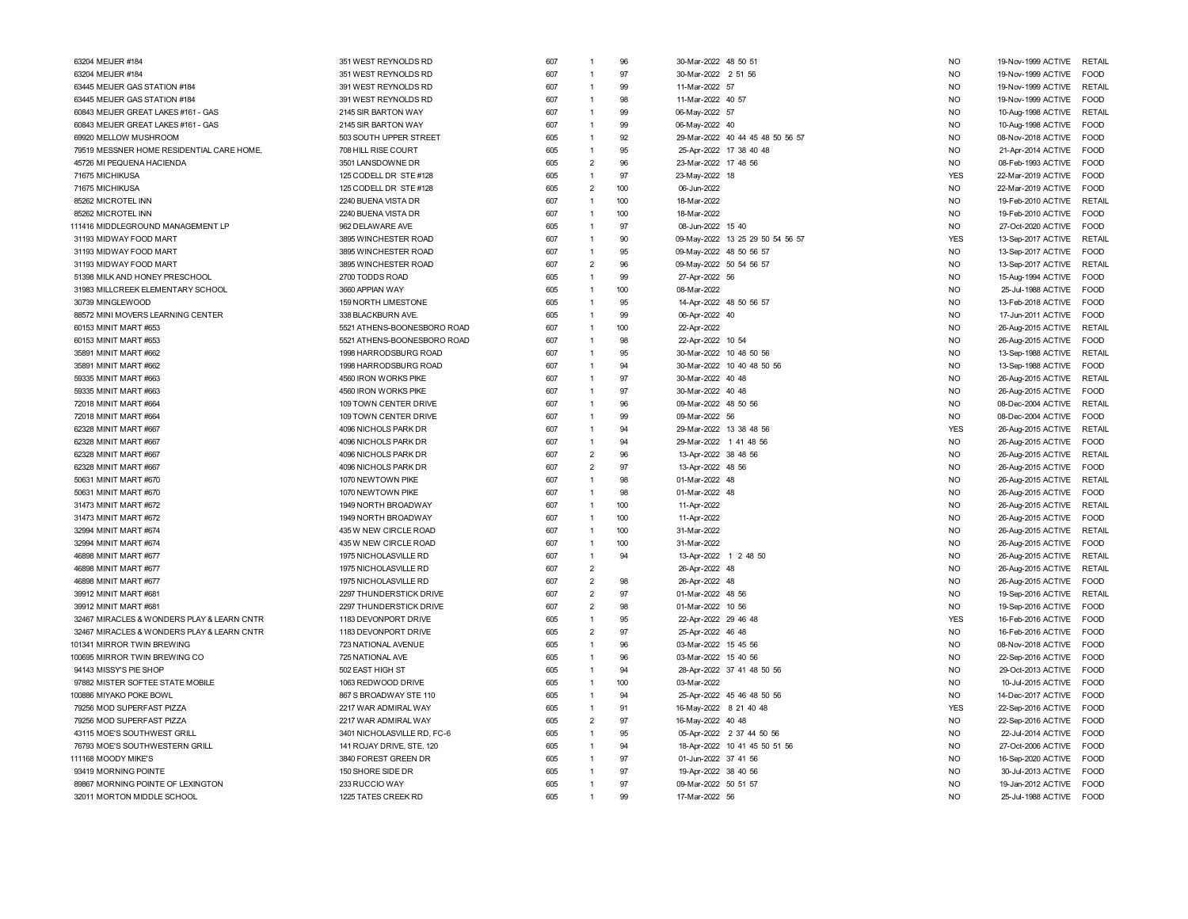| | | | | | | | | | | | |
|---|---|---|---|---|---|---|---|---|---|---|---|
| 63204 | MEIJER #184 | 351 WEST REYNOLDS RD | 607 | 1 | 96 | 30-Mar-2022 | 48 50 51 | NO | 19-Nov-1999 | ACTIVE | RETAIL |
| 63204 | MEIJER #184 | 351 WEST REYNOLDS RD | 607 | 1 | 97 | 30-Mar-2022 | 2 51 56 | NO | 19-Nov-1999 | ACTIVE | FOOD |
| 63445 | MEIJER GAS STATION #184 | 391 WEST REYNOLDS RD | 607 | 1 | 99 | 11-Mar-2022 | 57 | NO | 19-Nov-1999 | ACTIVE | RETAIL |
| 63445 | MEIJER GAS STATION #184 | 391 WEST REYNOLDS RD | 607 | 1 | 98 | 11-Mar-2022 | 40 57 | NO | 19-Nov-1999 | ACTIVE | FOOD |
| 60843 | MEIJER GREAT LAKES #161 - GAS | 2145 SIR BARTON WAY | 607 | 1 | 99 | 06-May-2022 | 57 | NO | 10-Aug-1998 | ACTIVE | RETAIL |
| 60843 | MEIJER GREAT LAKES #161 - GAS | 2145 SIR BARTON WAY | 607 | 1 | 99 | 06-May-2022 | 40 | NO | 10-Aug-1998 | ACTIVE | FOOD |
| 69920 | MELLOW MUSHROOM | 503 SOUTH UPPER STREET | 605 | 1 | 92 | 29-Mar-2022 | 40 44 45 48 50 56 57 | NO | 08-Nov-2018 | ACTIVE | FOOD |
| 79519 | MESSNER HOME RESIDENTIAL CARE HOME, | 708 HILL RISE COURT | 605 | 1 | 95 | 25-Apr-2022 | 17 38 40 48 | NO | 21-Apr-2014 | ACTIVE | FOOD |
| 45726 | MI PEQUENA HACIENDA | 3501 LANSDOWNE DR | 605 | 2 | 96 | 23-Mar-2022 | 17 48 56 | NO | 08-Feb-1993 | ACTIVE | FOOD |
| 71675 | MICHIKUSA | 125 CODELL DR STE #128 | 605 | 1 | 97 | 23-May-2022 | 18 | YES | 22-Mar-2019 | ACTIVE | FOOD |
| 71675 | MICHIKUSA | 125 CODELL DR STE #128 | 605 | 2 | 100 | 06-Jun-2022 | | NO | 22-Mar-2019 | ACTIVE | FOOD |
| 85262 | MICROTEL INN | 2240 BUENA VISTA DR | 607 | 1 | 100 | 18-Mar-2022 | | NO | 19-Feb-2010 | ACTIVE | RETAIL |
| 85262 | MICROTEL INN | 2240 BUENA VISTA DR | 607 | 1 | 100 | 18-Mar-2022 | | NO | 19-Feb-2010 | ACTIVE | FOOD |
| 111416 | MIDDLEGROUND MANAGEMENT LP | 962 DELAWARE AVE | 605 | 1 | 97 | 08-Jun-2022 | 15 40 | NO | 27-Oct-2020 | ACTIVE | FOOD |
| 31193 | MIDWAY FOOD MART | 3895 WINCHESTER ROAD | 607 | 1 | 90 | 09-May-2022 | 13 25 29 50 54 56 57 | YES | 13-Sep-2017 | ACTIVE | RETAIL |
| 31193 | MIDWAY FOOD MART | 3895 WINCHESTER ROAD | 607 | 1 | 95 | 09-May-2022 | 48 50 56 57 | NO | 13-Sep-2017 | ACTIVE | FOOD |
| 31193 | MIDWAY FOOD MART | 3895 WINCHESTER ROAD | 607 | 2 | 96 | 09-May-2022 | 50 54 56 57 | NO | 13-Sep-2017 | ACTIVE | RETAIL |
| 51398 | MILK AND HONEY PRESCHOOL | 2700 TODDS ROAD | 605 | 1 | 99 | 27-Apr-2022 | 56 | NO | 15-Aug-1994 | ACTIVE | FOOD |
| 31983 | MILLCREEK ELEMENTARY SCHOOL | 3660 APPIAN WAY | 605 | 1 | 100 | 08-Mar-2022 | | NO | 25-Jul-1988 | ACTIVE | FOOD |
| 30739 | MINGLEWOOD | 159 NORTH LIMESTONE | 605 | 1 | 95 | 14-Apr-2022 | 48 50 56 57 | NO | 13-Feb-2018 | ACTIVE | FOOD |
| 88572 | MINI MOVERS LEARNING CENTER | 338 BLACKBURN AVE. | 605 | 1 | 99 | 06-Apr-2022 | 40 | NO | 17-Jun-2011 | ACTIVE | FOOD |
| 60153 | MINIT MART #653 | 5521 ATHENS-BOONESBORO ROAD | 607 | 1 | 100 | 22-Apr-2022 | | NO | 26-Aug-2015 | ACTIVE | RETAIL |
| 60153 | MINIT MART #653 | 5521 ATHENS-BOONESBORO ROAD | 607 | 1 | 98 | 22-Apr-2022 | 10 54 | NO | 26-Aug-2015 | ACTIVE | FOOD |
| 35891 | MINIT MART #662 | 1998 HARRODSBURG ROAD | 607 | 1 | 95 | 30-Mar-2022 | 10 48 50 56 | NO | 13-Sep-1988 | ACTIVE | RETAIL |
| 35891 | MINIT MART #662 | 1998 HARRODSBURG ROAD | 607 | 1 | 94 | 30-Mar-2022 | 10 40 48 50 56 | NO | 13-Sep-1988 | ACTIVE | FOOD |
| 59335 | MINIT MART #663 | 4560 IRON WORKS PIKE | 607 | 1 | 97 | 30-Mar-2022 | 40 48 | NO | 26-Aug-2015 | ACTIVE | RETAIL |
| 59335 | MINIT MART #663 | 4560 IRON WORKS PIKE | 607 | 1 | 97 | 30-Mar-2022 | 40 48 | NO | 26-Aug-2015 | ACTIVE | FOOD |
| 72018 | MINIT MART #664 | 109 TOWN CENTER DRIVE | 607 | 1 | 96 | 09-Mar-2022 | 48 50 56 | NO | 08-Dec-2004 | ACTIVE | RETAIL |
| 72018 | MINIT MART #664 | 109 TOWN CENTER DRIVE | 607 | 1 | 99 | 09-Mar-2022 | 56 | NO | 08-Dec-2004 | ACTIVE | FOOD |
| 62328 | MINIT MART #667 | 4096 NICHOLS PARK DR | 607 | 1 | 94 | 29-Mar-2022 | 13 38 48 56 | YES | 26-Aug-2015 | ACTIVE | RETAIL |
| 62328 | MINIT MART #667 | 4096 NICHOLS PARK DR | 607 | 1 | 94 | 29-Mar-2022 | 1 41 48 56 | NO | 26-Aug-2015 | ACTIVE | FOOD |
| 62328 | MINIT MART #667 | 4096 NICHOLS PARK DR | 607 | 2 | 96 | 13-Apr-2022 | 38 48 56 | NO | 26-Aug-2015 | ACTIVE | RETAIL |
| 62328 | MINIT MART #667 | 4096 NICHOLS PARK DR | 607 | 2 | 97 | 13-Apr-2022 | 48 56 | NO | 26-Aug-2015 | ACTIVE | FOOD |
| 50631 | MINIT MART #670 | 1070 NEWTOWN PIKE | 607 | 1 | 98 | 01-Mar-2022 | 48 | NO | 26-Aug-2015 | ACTIVE | RETAIL |
| 50631 | MINIT MART #670 | 1070 NEWTOWN PIKE | 607 | 1 | 98 | 01-Mar-2022 | 48 | NO | 26-Aug-2015 | ACTIVE | FOOD |
| 31473 | MINIT MART #672 | 1949 NORTH BROADWAY | 607 | 1 | 100 | 11-Apr-2022 | | NO | 26-Aug-2015 | ACTIVE | RETAIL |
| 31473 | MINIT MART #672 | 1949 NORTH BROADWAY | 607 | 1 | 100 | 11-Apr-2022 | | NO | 26-Aug-2015 | ACTIVE | FOOD |
| 32994 | MINIT MART #674 | 435 W NEW CIRCLE ROAD | 607 | 1 | 100 | 31-Mar-2022 | | NO | 26-Aug-2015 | ACTIVE | RETAIL |
| 32994 | MINIT MART #674 | 435 W NEW CIRCLE ROAD | 607 | 1 | 100 | 31-Mar-2022 | | NO | 26-Aug-2015 | ACTIVE | FOOD |
| 46898 | MINIT MART #677 | 1975 NICHOLASVILLE RD | 607 | 1 | 94 | 13-Apr-2022 | 1 2 48 50 | NO | 26-Aug-2015 | ACTIVE | RETAIL |
| 46898 | MINIT MART #677 | 1975 NICHOLASVILLE RD | 607 | 2 | | 26-Apr-2022 | 48 | NO | 26-Aug-2015 | ACTIVE | RETAIL |
| 46898 | MINIT MART #677 | 1975 NICHOLASVILLE RD | 607 | 2 | 98 | 26-Apr-2022 | 48 | NO | 26-Aug-2015 | ACTIVE | FOOD |
| 39912 | MINIT MART #681 | 2297 THUNDERSTICK DRIVE | 607 | 2 | 97 | 01-Mar-2022 | 48 56 | NO | 19-Sep-2016 | ACTIVE | RETAIL |
| 39912 | MINIT MART #681 | 2297 THUNDERSTICK DRIVE | 607 | 2 | 98 | 01-Mar-2022 | 10 56 | NO | 19-Sep-2016 | ACTIVE | FOOD |
| 32467 | MIRACLES & WONDERS PLAY & LEARN CNTR | 1183 DEVONPORT DRIVE | 605 | 1 | 95 | 22-Apr-2022 | 29 46 48 | YES | 16-Feb-2016 | ACTIVE | FOOD |
| 32467 | MIRACLES & WONDERS PLAY & LEARN CNTR | 1183 DEVONPORT DRIVE | 605 | 2 | 97 | 25-Apr-2022 | 46 48 | NO | 16-Feb-2016 | ACTIVE | FOOD |
| 101341 | MIRROR TWIN BREWING | 723 NATIONAL AVENUE | 605 | 1 | 96 | 03-Mar-2022 | 15 45 56 | NO | 08-Nov-2018 | ACTIVE | FOOD |
| 100695 | MIRROR TWIN BREWING CO | 725 NATIONAL AVE | 605 | 1 | 96 | 03-Mar-2022 | 15 40 56 | NO | 22-Sep-2016 | ACTIVE | FOOD |
| 94143 | MISSY'S PIE SHOP | 502 EAST HIGH ST | 605 | 1 | 94 | 28-Apr-2022 | 37 41 48 50 56 | NO | 29-Oct-2013 | ACTIVE | FOOD |
| 97882 | MISTER SOFTEE STATE MOBILE | 1063 REDWOOD DRIVE | 605 | 1 | 100 | 03-Mar-2022 | | NO | 10-Jul-2015 | ACTIVE | FOOD |
| 100886 | MIYAKO POKE BOWL | 867 S BROADWAY STE 110 | 605 | 1 | 94 | 25-Apr-2022 | 45 46 48 50 56 | NO | 14-Dec-2017 | ACTIVE | FOOD |
| 79256 | MOD SUPERFAST PIZZA | 2217 WAR ADMIRAL WAY | 605 | 1 | 91 | 16-May-2022 | 8 21 40 48 | YES | 22-Sep-2016 | ACTIVE | FOOD |
| 79256 | MOD SUPERFAST PIZZA | 2217 WAR ADMIRAL WAY | 605 | 2 | 97 | 16-May-2022 | 40 48 | NO | 22-Sep-2016 | ACTIVE | FOOD |
| 43115 | MOE'S SOUTHWEST GRILL | 3401 NICHOLASVILLE RD, FC-6 | 605 | 1 | 95 | 05-Apr-2022 | 2 37 44 50 56 | NO | 22-Jul-2014 | ACTIVE | FOOD |
| 76793 | MOE'S SOUTHWESTERN GRILL | 141 ROJAY DRIVE, STE. 120 | 605 | 1 | 94 | 18-Apr-2022 | 10 41 45 50 51 56 | NO | 27-Oct-2006 | ACTIVE | FOOD |
| 111168 | MOODY MIKE'S | 3840 FOREST GREEN DR | 605 | 1 | 97 | 01-Jun-2022 | 37 41 56 | NO | 16-Sep-2020 | ACTIVE | FOOD |
| 93419 | MORNING POINTE | 150 SHORE SIDE DR | 605 | 1 | 97 | 19-Apr-2022 | 38 40 56 | NO | 30-Jul-2013 | ACTIVE | FOOD |
| 89867 | MORNING POINTE OF LEXINGTON | 233 RUCCIO WAY | 605 | 1 | 97 | 09-Mar-2022 | 50 51 57 | NO | 19-Jan-2012 | ACTIVE | FOOD |
| 32011 | MORTON MIDDLE SCHOOL | 1225 TATES CREEK RD | 605 | 1 | 99 | 17-Mar-2022 | 56 | NO | 25-Jul-1988 | ACTIVE | FOOD |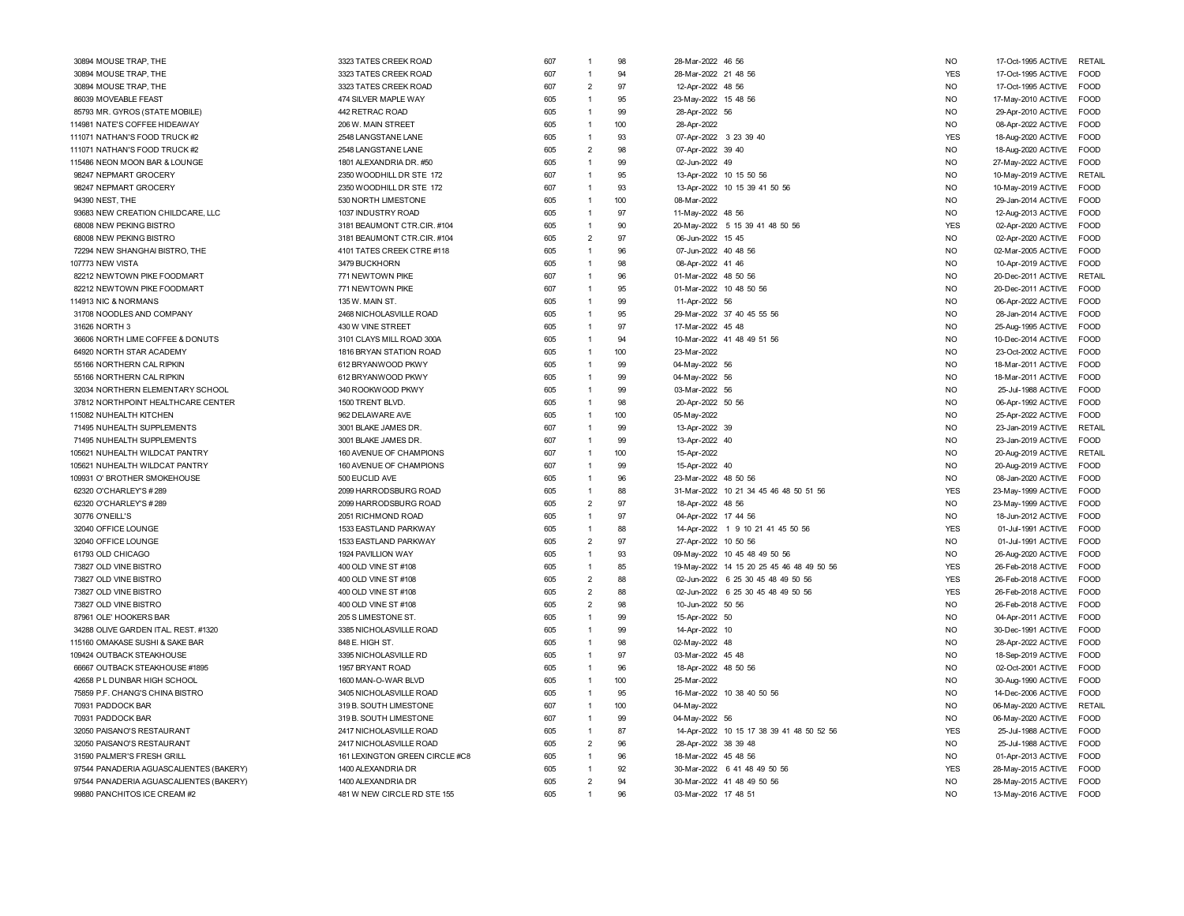| | | | | | | | | | | |
|---|---|---|---|---|---|---|---|---|---|---|
| 30894 | MOUSE TRAP, THE | 3323 TATES CREEK ROAD | 607 | 1 | 98 | 28-Mar-2022 46 56 | NO | 17-Oct-1995 | ACTIVE | RETAIL |
| 30894 | MOUSE TRAP, THE | 3323 TATES CREEK ROAD | 607 | 1 | 94 | 28-Mar-2022 21 48 56 | YES | 17-Oct-1995 | ACTIVE | FOOD |
| 30894 | MOUSE TRAP, THE | 3323 TATES CREEK ROAD | 607 | 2 | 97 | 12-Apr-2022 48 56 | NO | 17-Oct-1995 | ACTIVE | FOOD |
| 86039 | MOVEABLE FEAST | 474 SILVER MAPLE WAY | 605 | 1 | 95 | 23-May-2022 15 48 56 | NO | 17-May-2010 | ACTIVE | FOOD |
| 85793 | MR. GYROS (STATE MOBILE) | 442 RETRAC ROAD | 605 | 1 | 99 | 28-Apr-2022 56 | NO | 29-Apr-2010 | ACTIVE | FOOD |
| 114981 | NATE'S COFFEE HIDEAWAY | 206 W. MAIN STREET | 605 | 1 | 100 | 28-Apr-2022 | NO | 08-Apr-2022 | ACTIVE | FOOD |
| 111071 | NATHAN'S FOOD TRUCK #2 | 2548 LANGSTANE LANE | 605 | 1 | 93 | 07-Apr-2022 3 23 39 40 | YES | 18-Aug-2020 | ACTIVE | FOOD |
| 111071 | NATHAN'S FOOD TRUCK #2 | 2548 LANGSTANE LANE | 605 | 2 | 98 | 07-Apr-2022 39 40 | NO | 18-Aug-2020 | ACTIVE | FOOD |
| 115486 | NEON MOON BAR & LOUNGE | 1801 ALEXANDRIA DR. #50 | 605 | 1 | 99 | 02-Jun-2022 49 | NO | 27-May-2022 | ACTIVE | FOOD |
| 98247 | NEPMART GROCERY | 2350 WOODHILL DR STE 172 | 607 | 1 | 95 | 13-Apr-2022 10 15 50 56 | NO | 10-May-2019 | ACTIVE | RETAIL |
| 98247 | NEPMART GROCERY | 2350 WOODHILL DR STE 172 | 607 | 1 | 93 | 13-Apr-2022 10 15 39 41 50 56 | NO | 10-May-2019 | ACTIVE | FOOD |
| 94390 | NEST, THE | 530 NORTH LIMESTONE | 605 | 1 | 100 | 08-Mar-2022 | NO | 29-Jan-2014 | ACTIVE | FOOD |
| 93683 | NEW CREATION CHILDCARE, LLC | 1037 INDUSTRY ROAD | 605 | 1 | 97 | 11-May-2022 48 56 | NO | 12-Aug-2013 | ACTIVE | FOOD |
| 68008 | NEW PEKING BISTRO | 3181 BEAUMONT CTR.CIR. #104 | 605 | 1 | 90 | 20-May-2022 5 15 39 41 48 50 56 | YES | 02-Apr-2020 | ACTIVE | FOOD |
| 68008 | NEW PEKING BISTRO | 3181 BEAUMONT CTR.CIR. #104 | 605 | 2 | 97 | 06-Jun-2022 15 45 | NO | 02-Apr-2020 | ACTIVE | FOOD |
| 72294 | NEW SHANGHAI BISTRO, THE | 4101 TATES CREEK CTRE #118 | 605 | 1 | 96 | 07-Jun-2022 40 48 56 | NO | 02-Mar-2005 | ACTIVE | FOOD |
| 107773 | NEW VISTA | 3479 BUCKHORN | 605 | 1 | 98 | 08-Apr-2022 41 46 | NO | 10-Apr-2019 | ACTIVE | FOOD |
| 82212 | NEWTOWN PIKE FOODMART | 771 NEWTOWN PIKE | 607 | 1 | 96 | 01-Mar-2022 48 50 56 | NO | 20-Dec-2011 | ACTIVE | RETAIL |
| 82212 | NEWTOWN PIKE FOODMART | 771 NEWTOWN PIKE | 607 | 1 | 95 | 01-Mar-2022 10 48 50 56 | NO | 20-Dec-2011 | ACTIVE | FOOD |
| 114913 | NIC & NORMANS | 135 W. MAIN ST. | 605 | 1 | 99 | 11-Apr-2022 56 | NO | 06-Apr-2022 | ACTIVE | FOOD |
| 31708 | NOODLES AND COMPANY | 2468 NICHOLASVILLE ROAD | 605 | 1 | 95 | 29-Mar-2022 37 40 45 55 56 | NO | 28-Jan-2014 | ACTIVE | FOOD |
| 31626 | NORTH 3 | 430 W VINE STREET | 605 | 1 | 97 | 17-Mar-2022 45 48 | NO | 25-Aug-1995 | ACTIVE | FOOD |
| 36606 | NORTH LIME COFFEE & DONUTS | 3101 CLAYS MILL ROAD 300A | 605 | 1 | 94 | 10-Mar-2022 41 48 49 51 56 | NO | 10-Dec-2014 | ACTIVE | FOOD |
| 64920 | NORTH STAR ACADEMY | 1816 BRYAN STATION ROAD | 605 | 1 | 100 | 23-Mar-2022 | NO | 23-Oct-2002 | ACTIVE | FOOD |
| 55166 | NORTHERN CAL RIPKIN | 612 BRYANWOOD PKWY | 605 | 1 | 99 | 04-May-2022 56 | NO | 18-Mar-2011 | ACTIVE | FOOD |
| 55166 | NORTHERN CAL RIPKIN | 612 BRYANWOOD PKWY | 605 | 1 | 99 | 04-May-2022 56 | NO | 18-Mar-2011 | ACTIVE | FOOD |
| 32034 | NORTHERN ELEMENTARY SCHOOL | 340 ROOKWOOD PKWY | 605 | 1 | 99 | 03-Mar-2022 56 | NO | 25-Jul-1988 | ACTIVE | FOOD |
| 37812 | NORTHPOINT HEALTHCARE CENTER | 1500 TRENT BLVD. | 605 | 1 | 98 | 20-Apr-2022 50 56 | NO | 06-Apr-1992 | ACTIVE | FOOD |
| 115082 | NUHEALTH KITCHEN | 962 DELAWARE AVE | 605 | 1 | 100 | 05-May-2022 | NO | 25-Apr-2022 | ACTIVE | FOOD |
| 71495 | NUHEALTH SUPPLEMENTS | 3001 BLAKE JAMES DR. | 607 | 1 | 99 | 13-Apr-2022 39 | NO | 23-Jan-2019 | ACTIVE | RETAIL |
| 71495 | NUHEALTH SUPPLEMENTS | 3001 BLAKE JAMES DR. | 607 | 1 | 99 | 13-Apr-2022 40 | NO | 23-Jan-2019 | ACTIVE | FOOD |
| 105621 | NUHEALTH WILDCAT PANTRY | 160 AVENUE OF CHAMPIONS | 607 | 1 | 100 | 15-Apr-2022 | NO | 20-Aug-2019 | ACTIVE | RETAIL |
| 105621 | NUHEALTH WILDCAT PANTRY | 160 AVENUE OF CHAMPIONS | 607 | 1 | 99 | 15-Apr-2022 40 | NO | 20-Aug-2019 | ACTIVE | FOOD |
| 109931 | O' BROTHER SMOKEHOUSE | 500 EUCLID AVE | 605 | 1 | 96 | 23-Mar-2022 48 50 56 | NO | 08-Jan-2020 | ACTIVE | FOOD |
| 62320 | O'CHARLEY'S # 289 | 2099 HARRODSBURG ROAD | 605 | 1 | 88 | 31-Mar-2022 10 21 34 45 46 48 50 51 56 | YES | 23-May-1999 | ACTIVE | FOOD |
| 62320 | O'CHARLEY'S # 289 | 2099 HARRODSBURG ROAD | 605 | 2 | 97 | 18-Apr-2022 48 56 | NO | 23-May-1999 | ACTIVE | FOOD |
| 30776 | O'NEILL'S | 2051 RICHMOND ROAD | 605 | 1 | 97 | 04-Apr-2022 17 44 56 | NO | 18-Jun-2012 | ACTIVE | FOOD |
| 32040 | OFFICE LOUNGE | 1533 EASTLAND PARKWAY | 605 | 1 | 88 | 14-Apr-2022 1 9 10 21 41 45 50 56 | YES | 01-Jul-1991 | ACTIVE | FOOD |
| 32040 | OFFICE LOUNGE | 1533 EASTLAND PARKWAY | 605 | 2 | 97 | 27-Apr-2022 10 50 56 | NO | 01-Jul-1991 | ACTIVE | FOOD |
| 61793 | OLD CHICAGO | 1924 PAVILLION WAY | 605 | 1 | 93 | 09-May-2022 10 45 48 49 50 56 | NO | 26-Aug-2020 | ACTIVE | FOOD |
| 73827 | OLD VINE BISTRO | 400 OLD VINE ST #108 | 605 | 1 | 85 | 19-May-2022 14 15 20 25 45 46 48 49 50 56 | YES | 26-Feb-2018 | ACTIVE | FOOD |
| 73827 | OLD VINE BISTRO | 400 OLD VINE ST #108 | 605 | 2 | 88 | 02-Jun-2022 6 25 30 45 48 49 50 56 | YES | 26-Feb-2018 | ACTIVE | FOOD |
| 73827 | OLD VINE BISTRO | 400 OLD VINE ST #108 | 605 | 2 | 88 | 02-Jun-2022 6 25 30 45 48 49 50 56 | YES | 26-Feb-2018 | ACTIVE | FOOD |
| 73827 | OLD VINE BISTRO | 400 OLD VINE ST #108 | 605 | 2 | 98 | 10-Jun-2022 50 56 | NO | 26-Feb-2018 | ACTIVE | FOOD |
| 87961 | OLE' HOOKERS BAR | 205 S LIMESTONE ST. | 605 | 1 | 99 | 15-Apr-2022 50 | NO | 04-Apr-2011 | ACTIVE | FOOD |
| 34288 | OLIVE GARDEN ITAL. REST. #1320 | 3385 NICHOLASVILLE ROAD | 605 | 1 | 99 | 14-Apr-2022 10 | NO | 30-Dec-1991 | ACTIVE | FOOD |
| 115160 | OMAKASE SUSHI & SAKE BAR | 848 E. HIGH ST. | 605 | 1 | 98 | 02-May-2022 48 | NO | 28-Apr-2022 | ACTIVE | FOOD |
| 109424 | OUTBACK STEAKHOUSE | 3395 NICHOLASVILLE RD | 605 | 1 | 97 | 03-Mar-2022 45 48 | NO | 18-Sep-2019 | ACTIVE | FOOD |
| 66667 | OUTBACK STEAKHOUSE #1895 | 1957 BRYANT ROAD | 605 | 1 | 96 | 18-Apr-2022 48 50 56 | NO | 02-Oct-2001 | ACTIVE | FOOD |
| 42658 | P L DUNBAR HIGH SCHOOL | 1600 MAN-O-WAR BLVD | 605 | 1 | 100 | 25-Mar-2022 | NO | 30-Aug-1990 | ACTIVE | FOOD |
| 75859 | P.F. CHANG'S CHINA BISTRO | 3405 NICHOLASVILLE ROAD | 605 | 1 | 95 | 16-Mar-2022 10 38 40 50 56 | NO | 14-Dec-2006 | ACTIVE | FOOD |
| 70931 | PADDOCK BAR | 319 B. SOUTH LIMESTONE | 607 | 1 | 100 | 04-May-2022 | NO | 06-May-2020 | ACTIVE | RETAIL |
| 70931 | PADDOCK BAR | 319 B. SOUTH LIMESTONE | 607 | 1 | 99 | 04-May-2022 56 | NO | 06-May-2020 | ACTIVE | FOOD |
| 32050 | PAISANO'S RESTAURANT | 2417 NICHOLASVILLE ROAD | 605 | 1 | 87 | 14-Apr-2022 10 15 17 38 39 41 48 50 52 56 | YES | 25-Jul-1988 | ACTIVE | FOOD |
| 32050 | PAISANO'S RESTAURANT | 2417 NICHOLASVILLE ROAD | 605 | 2 | 96 | 28-Apr-2022 38 39 48 | NO | 25-Jul-1988 | ACTIVE | FOOD |
| 31590 | PALMER'S FRESH GRILL | 161 LEXINGTON GREEN CIRCLE #C8 | 605 | 1 | 96 | 18-Mar-2022 45 48 56 | NO | 01-Apr-2013 | ACTIVE | FOOD |
| 97544 | PANADERIA AGUASCALIENTES (BAKERY) | 1400 ALEXANDRIA DR | 605 | 1 | 92 | 30-Mar-2022 6 41 48 49 50 56 | YES | 28-May-2015 | ACTIVE | FOOD |
| 97544 | PANADERIA AGUASCALIENTES (BAKERY) | 1400 ALEXANDRIA DR | 605 | 2 | 94 | 30-Mar-2022 41 48 49 50 56 | NO | 28-May-2015 | ACTIVE | FOOD |
| 99880 | PANCHITOS ICE CREAM #2 | 481 W NEW CIRCLE RD STE 155 | 605 | 1 | 96 | 03-Mar-2022 17 48 51 | NO | 13-May-2016 | ACTIVE | FOOD |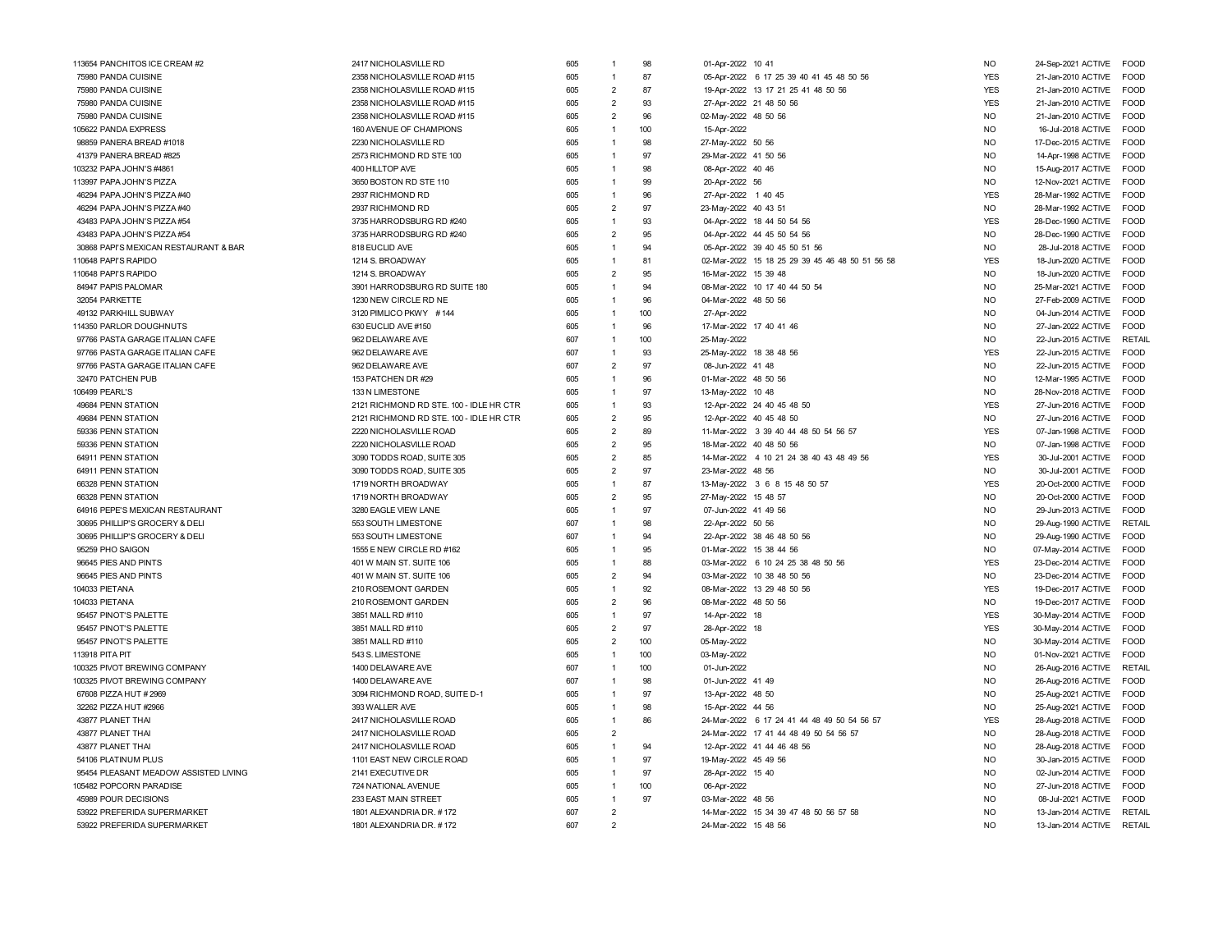| | | | | | | | | | | |
|---|---|---|---|---|---|---|---|---|---|---|
| 113654 | PANCHITOS ICE CREAM #2 | 2417 NICHOLASVILLE RD | 605 | 1 | 98 | 01-Apr-2022 10 41 | NO | 24-Sep-2021 | ACTIVE | FOOD |
| 75980 | PANDA CUISINE | 2358 NICHOLASVILLE ROAD #115 | 605 | 1 | 87 | 05-Apr-2022 6 17 25 39 40 41 45 48 50 56 | YES | 21-Jan-2010 | ACTIVE | FOOD |
| 75980 | PANDA CUISINE | 2358 NICHOLASVILLE ROAD #115 | 605 | 2 | 87 | 19-Apr-2022 13 17 21 25 41 48 50 56 | YES | 21-Jan-2010 | ACTIVE | FOOD |
| 75980 | PANDA CUISINE | 2358 NICHOLASVILLE ROAD #115 | 605 | 2 | 93 | 27-Apr-2022 21 48 50 56 | YES | 21-Jan-2010 | ACTIVE | FOOD |
| 75980 | PANDA CUISINE | 2358 NICHOLASVILLE ROAD #115 | 605 | 2 | 96 | 02-May-2022 48 50 56 | NO | 21-Jan-2010 | ACTIVE | FOOD |
| 105622 | PANDA EXPRESS | 160 AVENUE OF CHAMPIONS | 605 | 1 | 100 | 15-Apr-2022 | NO | 16-Jul-2018 | ACTIVE | FOOD |
| 98859 | PANERA BREAD #1018 | 2230 NICHOLASVILLE RD | 605 | 1 | 98 | 27-May-2022 50 56 | NO | 17-Dec-2015 | ACTIVE | FOOD |
| 41379 | PANERA BREAD #825 | 2573 RICHMOND RD STE 100 | 605 | 1 | 97 | 29-Mar-2022 41 50 56 | NO | 14-Apr-1998 | ACTIVE | FOOD |
| 103232 | PAPA JOHN'S #4861 | 400 HILLTOP AVE | 605 | 1 | 98 | 08-Apr-2022 40 46 | NO | 15-Aug-2017 | ACTIVE | FOOD |
| 113997 | PAPA JOHN'S PIZZA | 3650 BOSTON RD STE 110 | 605 | 1 | 99 | 20-Apr-2022 56 | NO | 12-Nov-2021 | ACTIVE | FOOD |
| 46294 | PAPA JOHN'S PIZZA #40 | 2937 RICHMOND RD | 605 | 1 | 96 | 27-Apr-2022 1 40 45 | YES | 28-Mar-1992 | ACTIVE | FOOD |
| 46294 | PAPA JOHN'S PIZZA #40 | 2937 RICHMOND RD | 605 | 2 | 97 | 23-May-2022 40 43 51 | NO | 28-Mar-1992 | ACTIVE | FOOD |
| 43483 | PAPA JOHN'S PIZZA #54 | 3735 HARRODSBURG RD #240 | 605 | 1 | 93 | 04-Apr-2022 18 44 50 54 56 | YES | 28-Dec-1990 | ACTIVE | FOOD |
| 43483 | PAPA JOHN'S PIZZA #54 | 3735 HARRODSBURG RD #240 | 605 | 2 | 95 | 04-Apr-2022 44 45 50 54 56 | NO | 28-Dec-1990 | ACTIVE | FOOD |
| 30868 | PAPI'S MEXICAN RESTAURANT & BAR | 818 EUCLID AVE | 605 | 1 | 94 | 05-Apr-2022 39 40 45 50 51 56 | NO | 28-Jul-2018 | ACTIVE | FOOD |
| 110648 | PAPI'S RAPIDO | 1214 S. BROADWAY | 605 | 1 | 81 | 02-Mar-2022 15 18 25 29 39 45 46 48 50 51 56 58 | YES | 18-Jun-2020 | ACTIVE | FOOD |
| 110648 | PAPI'S RAPIDO | 1214 S. BROADWAY | 605 | 2 | 95 | 16-Mar-2022 15 39 48 | NO | 18-Jun-2020 | ACTIVE | FOOD |
| 84947 | PAPIS PALOMAR | 3901 HARRODSBURG RD SUITE 180 | 605 | 1 | 94 | 08-Mar-2022 10 17 40 44 50 54 | NO | 25-Mar-2021 | ACTIVE | FOOD |
| 32054 | PARKETTE | 1230 NEW CIRCLE RD NE | 605 | 1 | 96 | 04-Mar-2022 48 50 56 | NO | 27-Feb-2009 | ACTIVE | FOOD |
| 49132 | PARKHILL SUBWAY | 3120 PIMLICO PKWY #144 | 605 | 1 | 100 | 27-Apr-2022 | NO | 04-Jun-2014 | ACTIVE | FOOD |
| 114350 | PARLOR DOUGHNUTS | 630 EUCLID AVE #150 | 605 | 1 | 96 | 17-Mar-2022 17 40 41 46 | NO | 27-Jan-2022 | ACTIVE | FOOD |
| 97766 | PASTA GARAGE ITALIAN CAFE | 962 DELAWARE AVE | 607 | 1 | 100 | 25-May-2022 | NO | 22-Jun-2015 | ACTIVE | RETAIL |
| 97766 | PASTA GARAGE ITALIAN CAFE | 962 DELAWARE AVE | 607 | 1 | 93 | 25-May-2022 18 38 48 56 | YES | 22-Jun-2015 | ACTIVE | FOOD |
| 97766 | PASTA GARAGE ITALIAN CAFE | 962 DELAWARE AVE | 607 | 2 | 97 | 08-Jun-2022 41 48 | NO | 22-Jun-2015 | ACTIVE | FOOD |
| 32470 | PATCHEN PUB | 153 PATCHEN DR #29 | 605 | 1 | 96 | 01-Mar-2022 48 50 56 | NO | 12-Mar-1995 | ACTIVE | FOOD |
| 106499 | PEARL'S | 133 N LIMESTONE | 605 | 1 | 97 | 13-May-2022 10 48 | NO | 28-Nov-2018 | ACTIVE | FOOD |
| 49684 | PENN STATION | 2121 RICHMOND RD STE. 100 - IDLE HR CTR | 605 | 1 | 93 | 12-Apr-2022 24 40 45 48 50 | YES | 27-Jun-2016 | ACTIVE | FOOD |
| 49684 | PENN STATION | 2121 RICHMOND RD STE. 100 - IDLE HR CTR | 605 | 2 | 95 | 12-Apr-2022 40 45 48 50 | NO | 27-Jun-2016 | ACTIVE | FOOD |
| 59336 | PENN STATION | 2220 NICHOLASVILLE ROAD | 605 | 2 | 89 | 11-Mar-2022 3 39 40 44 48 50 54 56 57 | YES | 07-Jan-1998 | ACTIVE | FOOD |
| 59336 | PENN STATION | 2220 NICHOLASVILLE ROAD | 605 | 2 | 95 | 18-Mar-2022 40 48 50 56 | NO | 07-Jan-1998 | ACTIVE | FOOD |
| 64911 | PENN STATION | 3090 TODDS ROAD, SUITE 305 | 605 | 2 | 85 | 14-Mar-2022 4 10 21 24 38 40 43 48 49 56 | YES | 30-Jul-2001 | ACTIVE | FOOD |
| 64911 | PENN STATION | 3090 TODDS ROAD, SUITE 305 | 605 | 2 | 97 | 23-Mar-2022 48 56 | NO | 30-Jul-2001 | ACTIVE | FOOD |
| 66328 | PENN STATION | 1719 NORTH BROADWAY | 605 | 1 | 87 | 13-May-2022 3 6 8 15 48 50 57 | YES | 20-Oct-2000 | ACTIVE | FOOD |
| 66328 | PENN STATION | 1719 NORTH BROADWAY | 605 | 2 | 95 | 27-May-2022 15 48 57 | NO | 20-Oct-2000 | ACTIVE | FOOD |
| 64916 | PEPE'S MEXICAN RESTAURANT | 3280 EAGLE VIEW LANE | 605 | 1 | 97 | 07-Jun-2022 41 49 56 | NO | 29-Jun-2013 | ACTIVE | FOOD |
| 30695 | PHILLIP'S GROCERY & DELI | 553 SOUTH LIMESTONE | 607 | 1 | 98 | 22-Apr-2022 50 56 | NO | 29-Aug-1990 | ACTIVE | RETAIL |
| 30695 | PHILLIP'S GROCERY & DELI | 553 SOUTH LIMESTONE | 607 | 1 | 94 | 22-Apr-2022 38 46 48 50 56 | NO | 29-Aug-1990 | ACTIVE | FOOD |
| 95259 | PHO SAIGON | 1555 E NEW CIRCLE RD #162 | 605 | 1 | 95 | 01-Mar-2022 15 38 44 56 | NO | 07-May-2014 | ACTIVE | FOOD |
| 96645 | PIES AND PINTS | 401 W MAIN ST. SUITE 106 | 605 | 1 | 88 | 03-Mar-2022 6 10 24 25 38 48 50 56 | YES | 23-Dec-2014 | ACTIVE | FOOD |
| 96645 | PIES AND PINTS | 401 W MAIN ST. SUITE 106 | 605 | 2 | 94 | 03-Mar-2022 10 38 48 50 56 | NO | 23-Dec-2014 | ACTIVE | FOOD |
| 104033 | PIETANA | 210 ROSEMONT GARDEN | 605 | 1 | 92 | 08-Mar-2022 13 29 48 50 56 | YES | 19-Dec-2017 | ACTIVE | FOOD |
| 104033 | PIETANA | 210 ROSEMONT GARDEN | 605 | 2 | 96 | 08-Mar-2022 48 50 56 | NO | 19-Dec-2017 | ACTIVE | FOOD |
| 95457 | PINOT'S PALETTE | 3851 MALL RD #110 | 605 | 1 | 97 | 14-Apr-2022 18 | YES | 30-May-2014 | ACTIVE | FOOD |
| 95457 | PINOT'S PALETTE | 3851 MALL RD #110 | 605 | 2 | 97 | 28-Apr-2022 18 | YES | 30-May-2014 | ACTIVE | FOOD |
| 95457 | PINOT'S PALETTE | 3851 MALL RD #110 | 605 | 2 | 100 | 05-May-2022 | NO | 30-May-2014 | ACTIVE | FOOD |
| 113918 | PITA PIT | 543 S. LIMESTONE | 605 | 1 | 100 | 03-May-2022 | NO | 01-Nov-2021 | ACTIVE | FOOD |
| 100325 | PIVOT BREWING COMPANY | 1400 DELAWARE AVE | 607 | 1 | 100 | 01-Jun-2022 | NO | 26-Aug-2016 | ACTIVE | RETAIL |
| 100325 | PIVOT BREWING COMPANY | 1400 DELAWARE AVE | 607 | 1 | 98 | 01-Jun-2022 41 49 | NO | 26-Aug-2016 | ACTIVE | FOOD |
| 67608 | PIZZA HUT # 2969 | 3094 RICHMOND ROAD, SUITE D-1 | 605 | 1 | 97 | 13-Apr-2022 48 50 | NO | 25-Aug-2021 | ACTIVE | FOOD |
| 32262 | PIZZA HUT #2966 | 393 WALLER AVE | 605 | 1 | 98 | 15-Apr-2022 44 56 | NO | 25-Aug-2021 | ACTIVE | FOOD |
| 43877 | PLANET THAI | 2417 NICHOLASVILLE ROAD | 605 | 1 | 86 | 24-Mar-2022 6 17 24 41 44 48 49 50 54 56 57 | YES | 28-Aug-2018 | ACTIVE | FOOD |
| 43877 | PLANET THAI | 2417 NICHOLASVILLE ROAD | 605 | 2 | | 24-Mar-2022 17 41 44 48 49 50 54 56 57 | NO | 28-Aug-2018 | ACTIVE | FOOD |
| 43877 | PLANET THAI | 2417 NICHOLASVILLE ROAD | 605 | 1 | 94 | 12-Apr-2022 41 44 46 48 56 | NO | 28-Aug-2018 | ACTIVE | FOOD |
| 54106 | PLATINUM PLUS | 1101 EAST NEW CIRCLE ROAD | 605 | 1 | 97 | 19-May-2022 45 49 56 | NO | 30-Jun-2015 | ACTIVE | FOOD |
| 95454 | PLEASANT MEADOW ASSISTED LIVING | 2141 EXECUTIVE DR | 605 | 1 | 97 | 28-Apr-2022 15 40 | NO | 02-Jun-2014 | ACTIVE | FOOD |
| 105482 | POPCORN PARADISE | 724 NATIONAL AVENUE | 605 | 1 | 100 | 06-Apr-2022 | NO | 27-Jun-2018 | ACTIVE | FOOD |
| 45989 | POUR DECISIONS | 233 EAST MAIN STREET | 605 | 1 | 97 | 03-Mar-2022 48 56 | NO | 08-Jul-2021 | ACTIVE | FOOD |
| 53922 | PREFERIDA SUPERMARKET | 1801 ALEXANDRIA DR. # 172 | 607 | 2 | | 14-Mar-2022 15 34 39 47 48 50 56 57 58 | NO | 13-Jan-2014 | ACTIVE | RETAIL |
| 53922 | PREFERIDA SUPERMARKET | 1801 ALEXANDRIA DR. # 172 | 607 | 2 | | 24-Mar-2022 15 48 56 | NO | 13-Jan-2014 | ACTIVE | RETAIL |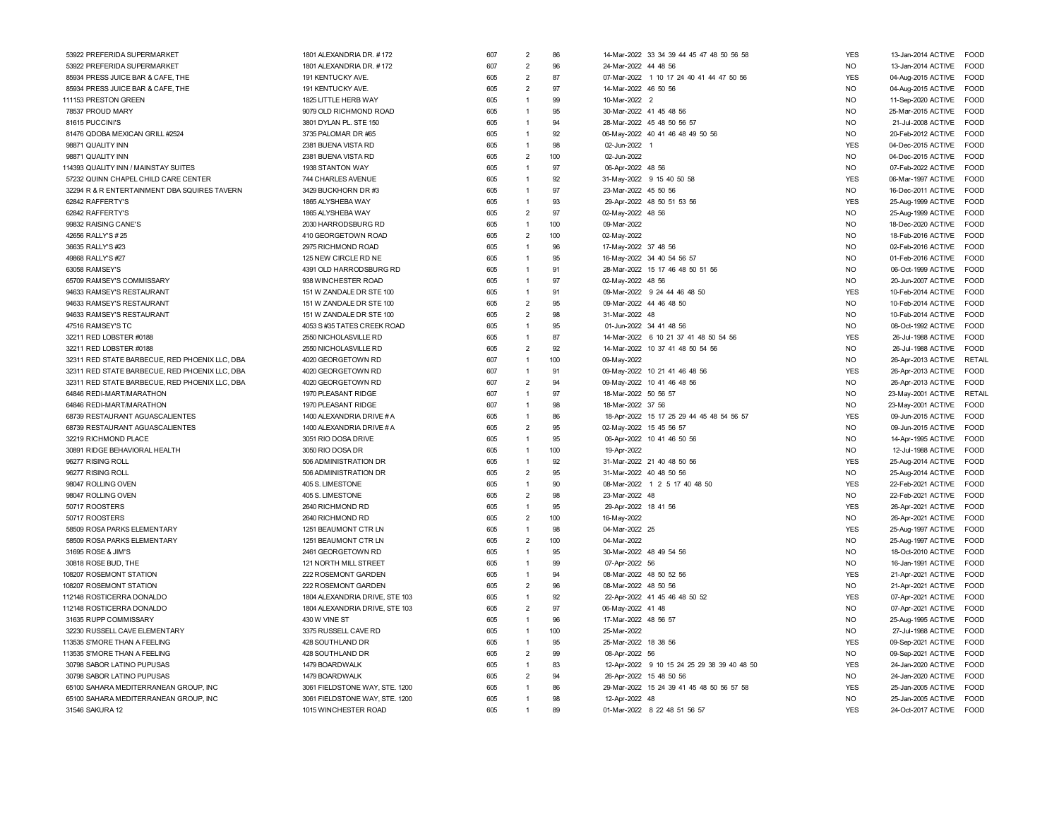| | | | | | | | | | | |
|---|---|---|---|---|---|---|---|---|---|---|
| 53922 | PREFERIDA SUPERMARKET | 1801 ALEXANDRIA DR. # 172 | 607 | 2 | 86 | 14-Mar-2022 33 34 39 44 45 47 48 50 56 58 | YES | 13-Jan-2014 | ACTIVE | FOOD |
| 53922 | PREFERIDA SUPERMARKET | 1801 ALEXANDRIA DR. # 172 | 607 | 2 | 96 | 24-Mar-2022 44 48 56 | NO | 13-Jan-2014 | ACTIVE | FOOD |
| 85934 | PRESS JUICE BAR & CAFE, THE | 191 KENTUCKY AVE. | 605 | 2 | 87 | 07-Mar-2022 1 10 17 24 40 41 44 47 50 56 | YES | 04-Aug-2015 | ACTIVE | FOOD |
| 85934 | PRESS JUICE BAR & CAFE, THE | 191 KENTUCKY AVE. | 605 | 2 | 97 | 14-Mar-2022 46 50 56 | NO | 04-Aug-2015 | ACTIVE | FOOD |
| 111153 | PRESTON GREEN | 1825 LITTLE HERB WAY | 605 | 1 | 99 | 10-Mar-2022 2 | NO | 11-Sep-2020 | ACTIVE | FOOD |
| 78537 | PROUD MARY | 9079 OLD RICHMOND ROAD | 605 | 1 | 95 | 30-Mar-2022 41 45 48 56 | NO | 25-Mar-2015 | ACTIVE | FOOD |
| 81615 | PUCCINI'S | 3801 DYLAN PL. STE 150 | 605 | 1 | 94 | 28-Mar-2022 45 48 50 56 57 | NO | 21-Jul-2008 | ACTIVE | FOOD |
| 81476 | QDOBA MEXICAN GRILL #2524 | 3735 PALOMAR DR #65 | 605 | 1 | 92 | 06-May-2022 40 41 46 48 49 50 56 | NO | 20-Feb-2012 | ACTIVE | FOOD |
| 98871 | QUALITY INN | 2381 BUENA VISTA RD | 605 | 1 | 98 | 02-Jun-2022 1 | YES | 04-Dec-2015 | ACTIVE | FOOD |
| 98871 | QUALITY INN | 2381 BUENA VISTA RD | 605 | 2 | 100 | 02-Jun-2022 | NO | 04-Dec-2015 | ACTIVE | FOOD |
| 114393 | QUALITY INN / MAINSTAY SUITES | 1938 STANTON WAY | 605 | 1 | 97 | 06-Apr-2022 48 56 | NO | 07-Feb-2022 | ACTIVE | FOOD |
| 57232 | QUINN CHAPEL CHILD CARE CENTER | 744 CHARLES AVENUE | 605 | 1 | 92 | 31-May-2022 9 15 40 50 58 | YES | 06-Mar-1997 | ACTIVE | FOOD |
| 32294 | R & R ENTERTAINMENT DBA SQUIRES TAVERN | 3429 BUCKHORN DR #3 | 605 | 1 | 97 | 23-Mar-2022 45 50 56 | NO | 16-Dec-2011 | ACTIVE | FOOD |
| 62842 | RAFFERTY'S | 1865 ALYSHEBA WAY | 605 | 1 | 93 | 29-Apr-2022 48 50 51 53 56 | YES | 25-Aug-1999 | ACTIVE | FOOD |
| 62842 | RAFFERTY'S | 1865 ALYSHEBA WAY | 605 | 2 | 97 | 02-May-2022 48 56 | NO | 25-Aug-1999 | ACTIVE | FOOD |
| 99832 | RAISING CANE'S | 2030 HARRODSBURG RD | 605 | 1 | 100 | 09-Mar-2022 | NO | 18-Dec-2020 | ACTIVE | FOOD |
| 42656 | RALLY'S # 25 | 410 GEORGETOWN ROAD | 605 | 2 | 100 | 02-May-2022 | NO | 18-Feb-2016 | ACTIVE | FOOD |
| 36635 | RALLY'S #23 | 2975 RICHMOND ROAD | 605 | 1 | 96 | 17-May-2022 37 48 56 | NO | 02-Feb-2016 | ACTIVE | FOOD |
| 49868 | RALLY'S #27 | 125 NEW CIRCLE RD NE | 605 | 1 | 95 | 16-May-2022 34 40 54 56 57 | NO | 01-Feb-2016 | ACTIVE | FOOD |
| 63058 | RAMSEY'S | 4391 OLD HARRODSBURG RD | 605 | 1 | 91 | 28-Mar-2022 15 17 46 48 50 51 56 | NO | 06-Oct-1999 | ACTIVE | FOOD |
| 65709 | RAMSEY'S COMMISSARY | 938 WINCHESTER ROAD | 605 | 1 | 97 | 02-May-2022 48 56 | NO | 20-Jun-2007 | ACTIVE | FOOD |
| 94633 | RAMSEY'S RESTAURANT | 151 W ZANDALE DR STE 100 | 605 | 1 | 91 | 09-Mar-2022 9 24 44 46 48 50 | YES | 10-Feb-2014 | ACTIVE | FOOD |
| 94633 | RAMSEY'S RESTAURANT | 151 W ZANDALE DR STE 100 | 605 | 2 | 95 | 09-Mar-2022 44 46 48 50 | NO | 10-Feb-2014 | ACTIVE | FOOD |
| 94633 | RAMSEY'S RESTAURANT | 151 W ZANDALE DR STE 100 | 605 | 2 | 98 | 31-Mar-2022 48 | NO | 10-Feb-2014 | ACTIVE | FOOD |
| 47516 | RAMSEY'S TC | 4053 S #35 TATES CREEK ROAD | 605 | 1 | 95 | 01-Jun-2022 34 41 48 56 | NO | 08-Oct-1992 | ACTIVE | FOOD |
| 32211 | RED LOBSTER #0188 | 2550 NICHOLASVILLE RD | 605 | 1 | 87 | 14-Mar-2022 6 10 21 37 41 48 50 54 56 | YES | 26-Jul-1988 | ACTIVE | FOOD |
| 32211 | RED LOBSTER #0188 | 2550 NICHOLASVILLE RD | 605 | 2 | 92 | 14-Mar-2022 10 37 41 48 50 54 56 | NO | 26-Jul-1988 | ACTIVE | FOOD |
| 32311 | RED STATE BARBECUE, RED PHOENIX LLC, DBA | 4020 GEORGETOWN RD | 607 | 1 | 100 | 09-May-2022 | NO | 26-Apr-2013 | ACTIVE | RETAIL |
| 32311 | RED STATE BARBECUE, RED PHOENIX LLC, DBA | 4020 GEORGETOWN RD | 607 | 1 | 91 | 09-May-2022 10 21 41 46 48 56 | YES | 26-Apr-2013 | ACTIVE | FOOD |
| 32311 | RED STATE BARBECUE, RED PHOENIX LLC, DBA | 4020 GEORGETOWN RD | 607 | 2 | 94 | 09-May-2022 10 41 46 48 56 | NO | 26-Apr-2013 | ACTIVE | FOOD |
| 64846 | REDI-MART/MARATHON | 1970 PLEASANT RIDGE | 607 | 1 | 97 | 18-Mar-2022 50 56 57 | NO | 23-May-2001 | ACTIVE | RETAIL |
| 64846 | REDI-MART/MARATHON | 1970 PLEASANT RIDGE | 607 | 1 | 98 | 18-Mar-2022 37 56 | NO | 23-May-2001 | ACTIVE | FOOD |
| 68739 | RESTAURANT AGUASCALIENTES | 1400 ALEXANDRIA DRIVE # A | 605 | 1 | 86 | 18-Apr-2022 15 17 25 29 44 45 48 54 56 57 | YES | 09-Jun-2015 | ACTIVE | FOOD |
| 68739 | RESTAURANT AGUASCALIENTES | 1400 ALEXANDRIA DRIVE # A | 605 | 2 | 95 | 02-May-2022 15 45 56 57 | NO | 09-Jun-2015 | ACTIVE | FOOD |
| 32219 | RICHMOND PLACE | 3051 RIO DOSA DRIVE | 605 | 1 | 95 | 06-Apr-2022 10 41 46 50 56 | NO | 14-Apr-1995 | ACTIVE | FOOD |
| 30891 | RIDGE BEHAVIORAL HEALTH | 3050 RIO DOSA DR | 605 | 1 | 100 | 19-Apr-2022 | NO | 12-Jul-1988 | ACTIVE | FOOD |
| 96277 | RISING ROLL | 506 ADMINISTRATION DR | 605 | 1 | 92 | 31-Mar-2022 21 40 48 50 56 | YES | 25-Aug-2014 | ACTIVE | FOOD |
| 96277 | RISING ROLL | 506 ADMINISTRATION DR | 605 | 2 | 95 | 31-Mar-2022 40 48 50 56 | NO | 25-Aug-2014 | ACTIVE | FOOD |
| 98047 | ROLLING OVEN | 405 S. LIMESTONE | 605 | 1 | 90 | 08-Mar-2022 1 2 5 17 40 48 50 | YES | 22-Feb-2021 | ACTIVE | FOOD |
| 98047 | ROLLING OVEN | 405 S. LIMESTONE | 605 | 2 | 98 | 23-Mar-2022 48 | NO | 22-Feb-2021 | ACTIVE | FOOD |
| 50717 | ROOSTERS | 2640 RICHMOND RD | 605 | 1 | 95 | 29-Apr-2022 18 41 56 | YES | 26-Apr-2021 | ACTIVE | FOOD |
| 50717 | ROOSTERS | 2640 RICHMOND RD | 605 | 2 | 100 | 16-May-2022 | NO | 26-Apr-2021 | ACTIVE | FOOD |
| 58509 | ROSA PARKS ELEMENTARY | 1251 BEAUMONT CTR LN | 605 | 1 | 98 | 04-Mar-2022 25 | YES | 25-Aug-1997 | ACTIVE | FOOD |
| 58509 | ROSA PARKS ELEMENTARY | 1251 BEAUMONT CTR LN | 605 | 2 | 100 | 04-Mar-2022 | NO | 25-Aug-1997 | ACTIVE | FOOD |
| 31695 | ROSE & JIM'S | 2461 GEORGETOWN RD | 605 | 1 | 95 | 30-Mar-2022 48 49 54 56 | NO | 18-Oct-2010 | ACTIVE | FOOD |
| 30818 | ROSE BUD, THE | 121 NORTH MILL STREET | 605 | 1 | 99 | 07-Apr-2022 56 | NO | 16-Jan-1991 | ACTIVE | FOOD |
| 108207 | ROSEMONT STATION | 222 ROSEMONT GARDEN | 605 | 1 | 94 | 08-Mar-2022 48 50 52 56 | YES | 21-Apr-2021 | ACTIVE | FOOD |
| 108207 | ROSEMONT STATION | 222 ROSEMONT GARDEN | 605 | 2 | 96 | 08-Mar-2022 48 50 56 | NO | 21-Apr-2021 | ACTIVE | FOOD |
| 112148 | ROSTICERRA DONALDO | 1804 ALEXANDRIA DRIVE, STE 103 | 605 | 1 | 92 | 22-Apr-2022 41 45 46 48 50 52 | YES | 07-Apr-2021 | ACTIVE | FOOD |
| 112148 | ROSTICERRA DONALDO | 1804 ALEXANDRIA DRIVE, STE 103 | 605 | 2 | 97 | 06-May-2022 41 48 | NO | 07-Apr-2021 | ACTIVE | FOOD |
| 31635 | RUPP COMMISSARY | 430 W VINE ST | 605 | 1 | 96 | 17-Mar-2022 48 56 57 | NO | 25-Aug-1995 | ACTIVE | FOOD |
| 32230 | RUSSELL CAVE ELEMENTARY | 3375 RUSSELL CAVE RD | 605 | 1 | 100 | 25-Mar-2022 | NO | 27-Jul-1988 | ACTIVE | FOOD |
| 113535 | S'MORE THAN A FEELING | 428 SOUTHLAND DR | 605 | 1 | 95 | 25-Mar-2022 18 38 56 | YES | 09-Sep-2021 | ACTIVE | FOOD |
| 113535 | S'MORE THAN A FEELING | 428 SOUTHLAND DR | 605 | 2 | 99 | 08-Apr-2022 56 | NO | 09-Sep-2021 | ACTIVE | FOOD |
| 30798 | SABOR LATINO PUPUSAS | 1479 BOARDWALK | 605 | 1 | 83 | 12-Apr-2022 9 10 15 24 25 29 38 39 40 48 50 | YES | 24-Jan-2020 | ACTIVE | FOOD |
| 30798 | SABOR LATINO PUPUSAS | 1479 BOARDWALK | 605 | 2 | 94 | 26-Apr-2022 15 48 50 56 | NO | 24-Jan-2020 | ACTIVE | FOOD |
| 65100 | SAHARA MEDITERRANEAN GROUP, INC | 3061 FIELDSTONE WAY, STE. 1200 | 605 | 1 | 86 | 29-Mar-2022 15 24 39 41 45 48 50 56 57 58 | YES | 25-Jan-2005 | ACTIVE | FOOD |
| 65100 | SAHARA MEDITERRANEAN GROUP, INC | 3061 FIELDSTONE WAY, STE. 1200 | 605 | 1 | 98 | 12-Apr-2022 48 | NO | 25-Jan-2005 | ACTIVE | FOOD |
| 31546 | SAKURA 12 | 1015 WINCHESTER ROAD | 605 | 1 | 89 | 01-Mar-2022 8 22 48 51 56 57 | YES | 24-Oct-2017 | ACTIVE | FOOD |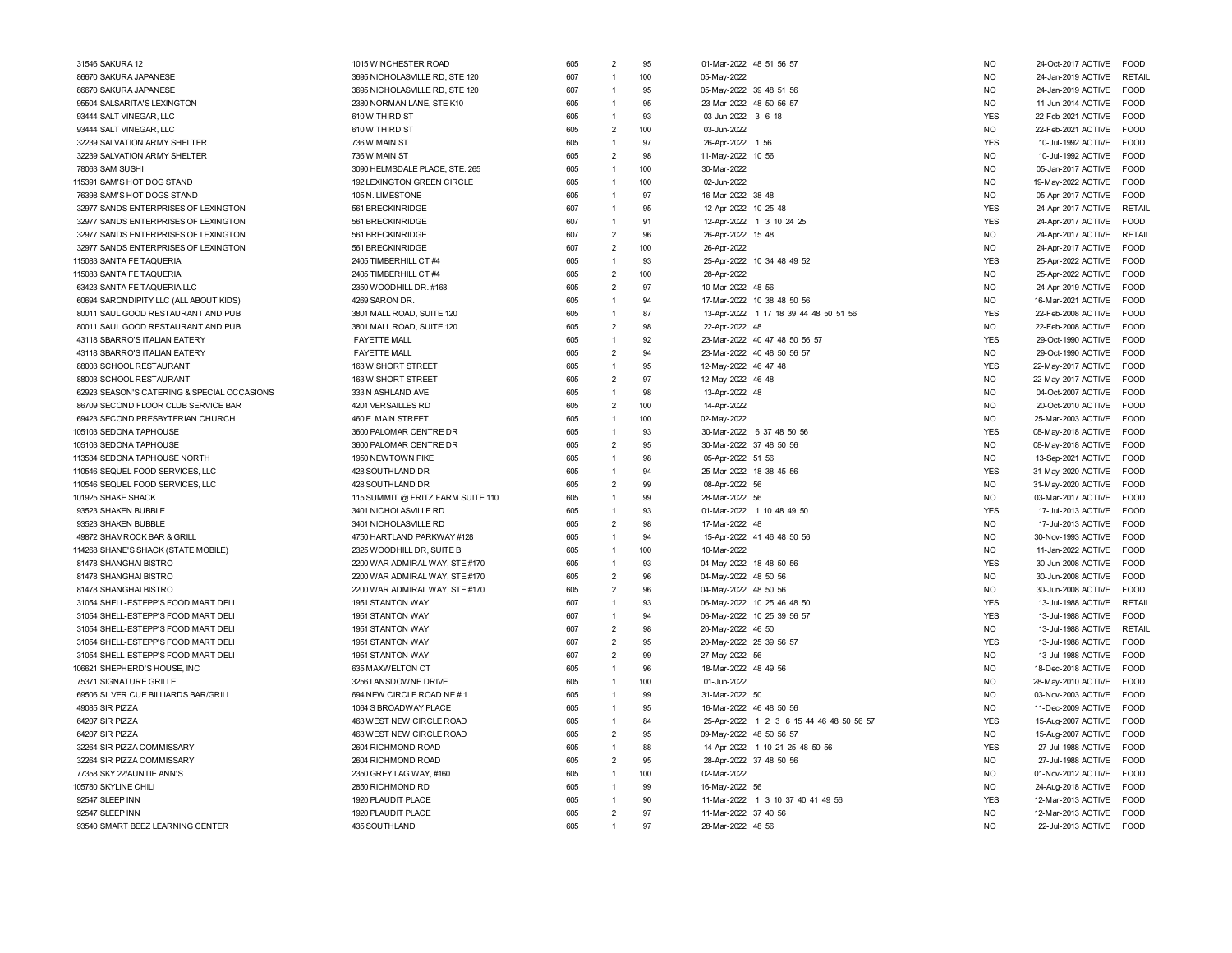| | | | | | | | | | | | |
|---|---|---|---|---|---|---|---|---|---|---|---|
| 31546 | SAKURA 12 | 1015 WINCHESTER ROAD | 605 | 2 | 95 | 01-Mar-2022 | 48 51 56 57 | NO | 24-Oct-2017 | ACTIVE | FOOD |
| 86670 | SAKURA JAPANESE | 3695 NICHOLASVILLE RD, STE 120 | 607 | 1 | 100 | 05-May-2022 | | NO | 24-Jan-2019 | ACTIVE | RETAIL |
| 86670 | SAKURA JAPANESE | 3695 NICHOLASVILLE RD, STE 120 | 607 | 1 | 95 | 05-May-2022 | 39 48 51 56 | NO | 24-Jan-2019 | ACTIVE | FOOD |
| 95504 | SALSARITA'S LEXINGTON | 2380 NORMAN LANE, STE K10 | 605 | 1 | 95 | 23-Mar-2022 | 48 50 56 57 | NO | 11-Jun-2014 | ACTIVE | FOOD |
| 93444 | SALT VINEGAR, LLC | 610 W THIRD ST | 605 | 1 | 93 | 03-Jun-2022 | 3 6 18 | YES | 22-Feb-2021 | ACTIVE | FOOD |
| 93444 | SALT VINEGAR, LLC | 610 W THIRD ST | 605 | 2 | 100 | 03-Jun-2022 | | NO | 22-Feb-2021 | ACTIVE | FOOD |
| 32239 | SALVATION ARMY SHELTER | 736 W MAIN ST | 605 | 1 | 97 | 26-Apr-2022 | 1 56 | YES | 10-Jul-1992 | ACTIVE | FOOD |
| 32239 | SALVATION ARMY SHELTER | 736 W MAIN ST | 605 | 2 | 98 | 11-May-2022 | 10 56 | NO | 10-Jul-1992 | ACTIVE | FOOD |
| 78063 | SAM SUSHI | 3090 HELMSDALE PLACE, STE. 265 | 605 | 1 | 100 | 30-Mar-2022 | | NO | 05-Jan-2017 | ACTIVE | FOOD |
| 115391 | SAM'S HOT DOG STAND | 192 LEXINGTON GREEN CIRCLE | 605 | 1 | 100 | 02-Jun-2022 | | NO | 19-May-2022 | ACTIVE | FOOD |
| 76398 | SAM'S HOT DOGS STAND | 105 N. LIMESTONE | 605 | 1 | 97 | 16-Mar-2022 | 38 48 | NO | 05-Apr-2017 | ACTIVE | FOOD |
| 32977 | SANDS ENTERPRISES OF LEXINGTON | 561 BRECKINRIDGE | 607 | 1 | 95 | 12-Apr-2022 | 10 25 48 | YES | 24-Apr-2017 | ACTIVE | RETAIL |
| 32977 | SANDS ENTERPRISES OF LEXINGTON | 561 BRECKINRIDGE | 607 | 1 | 91 | 12-Apr-2022 | 1 3 10 24 25 | YES | 24-Apr-2017 | ACTIVE | FOOD |
| 32977 | SANDS ENTERPRISES OF LEXINGTON | 561 BRECKINRIDGE | 607 | 2 | 96 | 26-Apr-2022 | 15 48 | NO | 24-Apr-2017 | ACTIVE | RETAIL |
| 32977 | SANDS ENTERPRISES OF LEXINGTON | 561 BRECKINRIDGE | 607 | 2 | 100 | 26-Apr-2022 | | NO | 24-Apr-2017 | ACTIVE | FOOD |
| 115083 | SANTA FE TAQUERIA | 2405 TIMBERHILL CT #4 | 605 | 1 | 93 | 25-Apr-2022 | 10 34 48 49 52 | YES | 25-Apr-2022 | ACTIVE | FOOD |
| 115083 | SANTA FE TAQUERIA | 2405 TIMBERHILL CT #4 | 605 | 2 | 100 | 28-Apr-2022 | | NO | 25-Apr-2022 | ACTIVE | FOOD |
| 63423 | SANTA FE TAQUERIA LLC | 2350 WOODHILL DR. #168 | 605 | 2 | 97 | 10-Mar-2022 | 48 56 | NO | 24-Apr-2019 | ACTIVE | FOOD |
| 60694 | SARONDIPITY LLC (ALL ABOUT KIDS) | 4269 SARON DR. | 605 | 1 | 94 | 17-Mar-2022 | 10 38 48 50 56 | NO | 16-Mar-2021 | ACTIVE | FOOD |
| 80011 | SAUL GOOD RESTAURANT AND PUB | 3801 MALL ROAD, SUITE 120 | 605 | 1 | 87 | 13-Apr-2022 | 1 17 18 39 44 48 50 51 56 | YES | 22-Feb-2008 | ACTIVE | FOOD |
| 80011 | SAUL GOOD RESTAURANT AND PUB | 3801 MALL ROAD, SUITE 120 | 605 | 2 | 98 | 22-Apr-2022 | 48 | NO | 22-Feb-2008 | ACTIVE | FOOD |
| 43118 | SBARRO'S ITALIAN EATERY | FAYETTE MALL | 605 | 1 | 92 | 23-Mar-2022 | 40 47 48 50 56 57 | YES | 29-Oct-1990 | ACTIVE | FOOD |
| 43118 | SBARRO'S ITALIAN EATERY | FAYETTE MALL | 605 | 2 | 94 | 23-Mar-2022 | 40 48 50 56 57 | NO | 29-Oct-1990 | ACTIVE | FOOD |
| 88003 | SCHOOL RESTAURANT | 163 W SHORT STREET | 605 | 1 | 95 | 12-May-2022 | 46 47 48 | YES | 22-May-2017 | ACTIVE | FOOD |
| 88003 | SCHOOL RESTAURANT | 163 W SHORT STREET | 605 | 2 | 97 | 12-May-2022 | 46 48 | NO | 22-May-2017 | ACTIVE | FOOD |
| 62923 | SEASON'S CATERING & SPECIAL OCCASIONS | 333 N ASHLAND AVE | 605 | 1 | 98 | 13-Apr-2022 | 48 | NO | 04-Oct-2007 | ACTIVE | FOOD |
| 86709 | SECOND FLOOR CLUB SERVICE BAR | 4201 VERSAILLES RD | 605 | 2 | 100 | 14-Apr-2022 | | NO | 20-Oct-2010 | ACTIVE | FOOD |
| 69423 | SECOND PRESBYTERIAN CHURCH | 460 E. MAIN STREET | 605 | 1 | 100 | 02-May-2022 | | NO | 25-Mar-2003 | ACTIVE | FOOD |
| 105103 | SEDONA TAPHOUSE | 3600 PALOMAR CENTRE DR | 605 | 1 | 93 | 30-Mar-2022 | 6 37 48 50 56 | YES | 08-May-2018 | ACTIVE | FOOD |
| 105103 | SEDONA TAPHOUSE | 3600 PALOMAR CENTRE DR | 605 | 2 | 95 | 30-Mar-2022 | 37 48 50 56 | NO | 08-May-2018 | ACTIVE | FOOD |
| 113534 | SEDONA TAPHOUSE NORTH | 1950 NEWTOWN PIKE | 605 | 1 | 98 | 05-Apr-2022 | 51 56 | NO | 13-Sep-2021 | ACTIVE | FOOD |
| 110546 | SEQUEL FOOD SERVICES, LLC | 428 SOUTHLAND DR | 605 | 1 | 94 | 25-Mar-2022 | 18 38 45 56 | YES | 31-May-2020 | ACTIVE | FOOD |
| 110546 | SEQUEL FOOD SERVICES, LLC | 428 SOUTHLAND DR | 605 | 2 | 99 | 08-Apr-2022 | 56 | NO | 31-May-2020 | ACTIVE | FOOD |
| 101925 | SHAKE SHACK | 115 SUMMIT @ FRITZ FARM SUITE 110 | 605 | 1 | 99 | 28-Mar-2022 | 56 | NO | 03-Mar-2017 | ACTIVE | FOOD |
| 93523 | SHAKEN BUBBLE | 3401 NICHOLASVILLE RD | 605 | 1 | 93 | 01-Mar-2022 | 1 10 48 49 50 | YES | 17-Jul-2013 | ACTIVE | FOOD |
| 93523 | SHAKEN BUBBLE | 3401 NICHOLASVILLE RD | 605 | 2 | 98 | 17-Mar-2022 | 48 | NO | 17-Jul-2013 | ACTIVE | FOOD |
| 49872 | SHAMROCK BAR & GRILL | 4750 HARTLAND PARKWAY #128 | 605 | 1 | 94 | 15-Apr-2022 | 41 46 48 50 56 | NO | 30-Nov-1993 | ACTIVE | FOOD |
| 114268 | SHANE'S SHACK (STATE MOBILE) | 2325 WOODHILL DR, SUITE B | 605 | 1 | 100 | 10-Mar-2022 | | NO | 11-Jan-2022 | ACTIVE | FOOD |
| 81478 | SHANGHAI BISTRO | 2200 WAR ADMIRAL WAY, STE #170 | 605 | 1 | 93 | 04-May-2022 | 18 48 50 56 | YES | 30-Jun-2008 | ACTIVE | FOOD |
| 81478 | SHANGHAI BISTRO | 2200 WAR ADMIRAL WAY, STE #170 | 605 | 2 | 96 | 04-May-2022 | 48 50 56 | NO | 30-Jun-2008 | ACTIVE | FOOD |
| 81478 | SHANGHAI BISTRO | 2200 WAR ADMIRAL WAY, STE #170 | 605 | 2 | 96 | 04-May-2022 | 48 50 56 | NO | 30-Jun-2008 | ACTIVE | FOOD |
| 31054 | SHELL-ESTEPP'S FOOD MART DELI | 1951 STANTON WAY | 607 | 1 | 93 | 06-May-2022 | 10 25 46 48 50 | YES | 13-Jul-1988 | ACTIVE | RETAIL |
| 31054 | SHELL-ESTEPP'S FOOD MART DELI | 1951 STANTON WAY | 607 | 1 | 94 | 06-May-2022 | 10 25 39 56 57 | YES | 13-Jul-1988 | ACTIVE | FOOD |
| 31054 | SHELL-ESTEPP'S FOOD MART DELI | 1951 STANTON WAY | 607 | 2 | 98 | 20-May-2022 | 46 50 | NO | 13-Jul-1988 | ACTIVE | RETAIL |
| 31054 | SHELL-ESTEPP'S FOOD MART DELI | 1951 STANTON WAY | 607 | 2 | 95 | 20-May-2022 | 25 39 56 57 | YES | 13-Jul-1988 | ACTIVE | FOOD |
| 31054 | SHELL-ESTEPP'S FOOD MART DELI | 1951 STANTON WAY | 607 | 2 | 99 | 27-May-2022 | 56 | NO | 13-Jul-1988 | ACTIVE | FOOD |
| 106621 | SHEPHERD'S HOUSE, INC | 635 MAXWELTON CT | 605 | 1 | 96 | 18-Mar-2022 | 48 49 56 | NO | 18-Dec-2018 | ACTIVE | FOOD |
| 75371 | SIGNATURE GRILLE | 3256 LANSDOWNE DRIVE | 605 | 1 | 100 | 01-Jun-2022 | | NO | 28-May-2010 | ACTIVE | FOOD |
| 69506 | SILVER CUE BILLIARDS BAR/GRILL | 694 NEW CIRCLE ROAD NE # 1 | 605 | 1 | 99 | 31-Mar-2022 | 50 | NO | 03-Nov-2003 | ACTIVE | FOOD |
| 49085 | SIR PIZZA | 1064 S BROADWAY PLACE | 605 | 1 | 95 | 16-Mar-2022 | 46 48 50 56 | NO | 11-Dec-2009 | ACTIVE | FOOD |
| 64207 | SIR PIZZA | 463 WEST NEW CIRCLE ROAD | 605 | 1 | 84 | 25-Apr-2022 | 1 2 3 6 15 44 46 48 50 56 57 | YES | 15-Aug-2007 | ACTIVE | FOOD |
| 64207 | SIR PIZZA | 463 WEST NEW CIRCLE ROAD | 605 | 2 | 95 | 09-May-2022 | 48 50 56 57 | NO | 15-Aug-2007 | ACTIVE | FOOD |
| 32264 | SIR PIZZA COMMISSARY | 2604 RICHMOND ROAD | 605 | 1 | 88 | 14-Apr-2022 | 1 10 21 25 48 50 56 | YES | 27-Jul-1988 | ACTIVE | FOOD |
| 32264 | SIR PIZZA COMMISSARY | 2604 RICHMOND ROAD | 605 | 2 | 95 | 28-Apr-2022 | 37 48 50 56 | NO | 27-Jul-1988 | ACTIVE | FOOD |
| 77358 | SKY 22/AUNTIE ANN'S | 2350 GREY LAG WAY, #160 | 605 | 1 | 100 | 02-Mar-2022 | | NO | 01-Nov-2012 | ACTIVE | FOOD |
| 105780 | SKYLINE CHILI | 2850 RICHMOND RD | 605 | 1 | 99 | 16-May-2022 | 56 | NO | 24-Aug-2018 | ACTIVE | FOOD |
| 92547 | SLEEP INN | 1920 PLAUDIT PLACE | 605 | 1 | 90 | 11-Mar-2022 | 1 3 10 37 40 41 49 56 | YES | 12-Mar-2013 | ACTIVE | FOOD |
| 92547 | SLEEP INN | 1920 PLAUDIT PLACE | 605 | 2 | 97 | 11-Mar-2022 | 37 40 56 | NO | 12-Mar-2013 | ACTIVE | FOOD |
| 93540 | SMART BEEZ LEARNING CENTER | 435 SOUTHLAND | 605 | 1 | 97 | 28-Mar-2022 | 48 56 | NO | 22-Jul-2013 | ACTIVE | FOOD |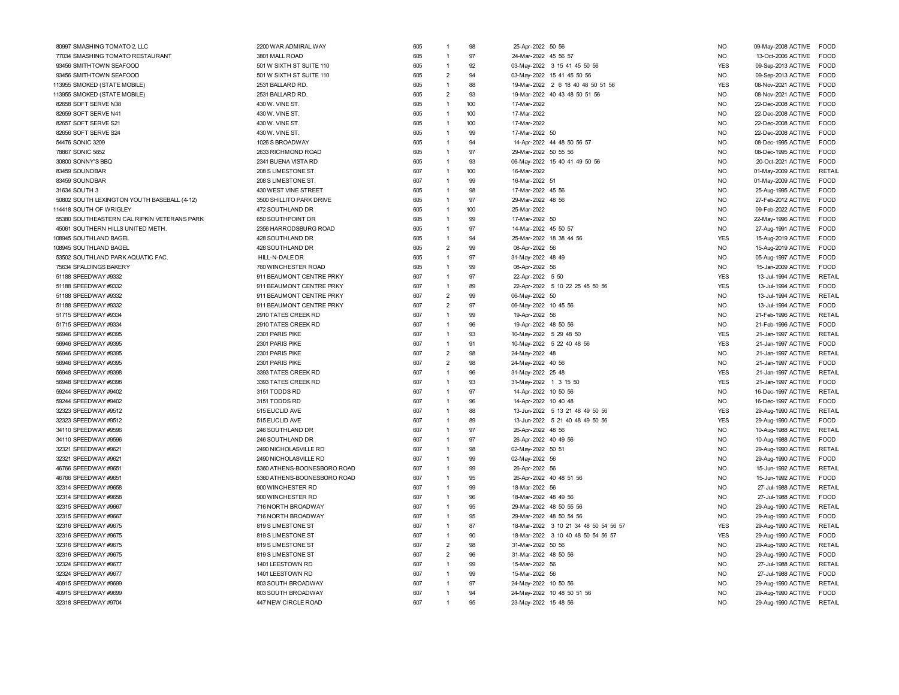| | | | | | | | | | | |
|---|---|---|---|---|---|---|---|---|---|---|
| 80997 | SMASHING TOMATO 2, LLC | 2200 WAR ADMIRAL WAY | 605 | 1 | 98 | 25-Apr-2022 50 56 | NO | 09-May-2008 | ACTIVE | FOOD |
| 77034 | SMASHING TOMATO RESTAURANT | 3801 MALL ROAD | 605 | 1 | 97 | 24-Mar-2022 45 56 57 | NO | 13-Oct-2006 | ACTIVE | FOOD |
| 93456 | SMITHTOWN SEAFOOD | 501 W SIXTH ST SUITE 110 | 605 | 1 | 92 | 03-May-2022 3 15 41 45 50 56 | YES | 09-Sep-2013 | ACTIVE | FOOD |
| 93456 | SMITHTOWN SEAFOOD | 501 W SIXTH ST SUITE 110 | 605 | 2 | 94 | 03-May-2022 15 41 45 50 56 | NO | 09-Sep-2013 | ACTIVE | FOOD |
| 113955 | SMOKED (STATE MOBILE) | 2531 BALLARD RD. | 605 | 1 | 88 | 19-Mar-2022 2 6 18 40 48 50 51 56 | YES | 08-Nov-2021 | ACTIVE | FOOD |
| 113955 | SMOKED (STATE MOBILE) | 2531 BALLARD RD. | 605 | 2 | 93 | 19-Mar-2022 40 43 48 50 51 56 | NO | 08-Nov-2021 | ACTIVE | FOOD |
| 82658 | SOFT SERVE N38 | 430 W. VINE ST. | 605 | 1 | 100 | 17-Mar-2022 | NO | 22-Dec-2008 | ACTIVE | FOOD |
| 82659 | SOFT SERVE N41 | 430 W. VINE ST. | 605 | 1 | 100 | 17-Mar-2022 | NO | 22-Dec-2008 | ACTIVE | FOOD |
| 82657 | SOFT SERVE S21 | 430 W. VINE ST. | 605 | 1 | 100 | 17-Mar-2022 | NO | 22-Dec-2008 | ACTIVE | FOOD |
| 82656 | SOFT SERVE S24 | 430 W. VINE ST. | 605 | 1 | 99 | 17-Mar-2022 50 | NO | 22-Dec-2008 | ACTIVE | FOOD |
| 54476 | SONIC 3209 | 1026 S BROADWAY | 605 | 1 | 94 | 14-Apr-2022 44 48 50 56 57 | NO | 08-Dec-1995 | ACTIVE | FOOD |
| 78867 | SONIC 5852 | 2633 RICHMOND ROAD | 605 | 1 | 97 | 29-Mar-2022 50 55 56 | NO | 08-Dec-1995 | ACTIVE | FOOD |
| 30800 | SONNY'S BBQ | 2341 BUENA VISTA RD | 605 | 1 | 93 | 06-May-2022 15 40 41 49 50 56 | NO | 20-Oct-2021 | ACTIVE | FOOD |
| 83459 | SOUNDBAR | 208 S LIMESTONE ST. | 607 | 1 | 100 | 16-Mar-2022 | NO | 01-May-2009 | ACTIVE | RETAIL |
| 83459 | SOUNDBAR | 208 S LIMESTONE ST. | 607 | 1 | 99 | 16-Mar-2022 51 | NO | 01-May-2009 | ACTIVE | FOOD |
| 31634 | SOUTH 3 | 430 WEST VINE STREET | 605 | 1 | 98 | 17-Mar-2022 45 56 | NO | 25-Aug-1995 | ACTIVE | FOOD |
| 50802 | SOUTH LEXINGTON YOUTH BASEBALL (4-12) | 3500 SHILLITO PARK DRIVE | 605 | 1 | 97 | 29-Mar-2022 48 56 | NO | 27-Feb-2012 | ACTIVE | FOOD |
| 114418 | SOUTH OF WRIGLEY | 472 SOUTHLAND DR | 605 | 1 | 100 | 25-Mar-2022 | NO | 09-Feb-2022 | ACTIVE | FOOD |
| 55380 | SOUTHEASTERN CAL RIPKIN VETERANS PARK | 650 SOUTHPOINT DR | 605 | 1 | 99 | 17-Mar-2022 50 | NO | 22-May-1996 | ACTIVE | FOOD |
| 45061 | SOUTHERN HILLS UNITED METH. | 2356 HARRODSBURG ROAD | 605 | 1 | 97 | 14-Mar-2022 45 50 57 | NO | 27-Aug-1991 | ACTIVE | FOOD |
| 108945 | SOUTHLAND BAGEL | 428 SOUTHLAND DR | 605 | 1 | 94 | 25-Mar-2022 18 38 44 56 | YES | 15-Aug-2019 | ACTIVE | FOOD |
| 108945 | SOUTHLAND BAGEL | 428 SOUTHLAND DR | 605 | 2 | 99 | 08-Apr-2022 56 | NO | 15-Aug-2019 | ACTIVE | FOOD |
| 53502 | SOUTHLAND PARK AQUATIC FAC. | HILL-N-DALE DR | 605 | 1 | 97 | 31-May-2022 48 49 | NO | 05-Aug-1997 | ACTIVE | FOOD |
| 75634 | SPALDINGS BAKERY | 760 WINCHESTER ROAD | 605 | 1 | 99 | 08-Apr-2022 56 | NO | 15-Jan-2009 | ACTIVE | FOOD |
| 51188 | SPEEDWAY #9332 | 911 BEAUMONT CENTRE PRKY | 607 | 1 | 97 | 22-Apr-2022 5 50 | YES | 13-Jul-1994 | ACTIVE | RETAIL |
| 51188 | SPEEDWAY #9332 | 911 BEAUMONT CENTRE PRKY | 607 | 1 | 89 | 22-Apr-2022 5 10 22 25 45 50 56 | YES | 13-Jul-1994 | ACTIVE | FOOD |
| 51188 | SPEEDWAY #9332 | 911 BEAUMONT CENTRE PRKY | 607 | 2 | 99 | 06-May-2022 50 | NO | 13-Jul-1994 | ACTIVE | RETAIL |
| 51188 | SPEEDWAY #9332 | 911 BEAUMONT CENTRE PRKY | 607 | 2 | 97 | 06-May-2022 10 45 56 | NO | 13-Jul-1994 | ACTIVE | FOOD |
| 51715 | SPEEDWAY #9334 | 2910 TATES CREEK RD | 607 | 1 | 99 | 19-Apr-2022 56 | NO | 21-Feb-1996 | ACTIVE | RETAIL |
| 51715 | SPEEDWAY #9334 | 2910 TATES CREEK RD | 607 | 1 | 96 | 19-Apr-2022 48 50 56 | NO | 21-Feb-1996 | ACTIVE | FOOD |
| 56946 | SPEEDWAY #9395 | 2301 PARIS PIKE | 607 | 1 | 93 | 10-May-2022 5 29 48 50 | YES | 21-Jan-1997 | ACTIVE | RETAIL |
| 56946 | SPEEDWAY #9395 | 2301 PARIS PIKE | 607 | 1 | 91 | 10-May-2022 5 22 40 48 56 | YES | 21-Jan-1997 | ACTIVE | FOOD |
| 56946 | SPEEDWAY #9395 | 2301 PARIS PIKE | 607 | 2 | 98 | 24-May-2022 48 | NO | 21-Jan-1997 | ACTIVE | RETAIL |
| 56946 | SPEEDWAY #9395 | 2301 PARIS PIKE | 607 | 2 | 98 | 24-May-2022 40 56 | NO | 21-Jan-1997 | ACTIVE | FOOD |
| 56948 | SPEEDWAY #9398 | 3393 TATES CREEK RD | 607 | 1 | 96 | 31-May-2022 25 48 | YES | 21-Jan-1997 | ACTIVE | RETAIL |
| 56948 | SPEEDWAY #9398 | 3393 TATES CREEK RD | 607 | 1 | 93 | 31-May-2022 1 3 15 50 | YES | 21-Jan-1997 | ACTIVE | FOOD |
| 59244 | SPEEDWAY #9402 | 3151 TODDS RD | 607 | 1 | 97 | 14-Apr-2022 10 50 56 | NO | 16-Dec-1997 | ACTIVE | RETAIL |
| 59244 | SPEEDWAY #9402 | 3151 TODDS RD | 607 | 1 | 96 | 14-Apr-2022 10 40 48 | NO | 16-Dec-1997 | ACTIVE | FOOD |
| 32323 | SPEEDWAY #9512 | 515 EUCLID AVE | 607 | 1 | 88 | 13-Jun-2022 5 13 21 48 49 50 56 | YES | 29-Aug-1990 | ACTIVE | RETAIL |
| 32323 | SPEEDWAY #9512 | 515 EUCLID AVE | 607 | 1 | 89 | 13-Jun-2022 5 21 40 48 49 50 56 | YES | 29-Aug-1990 | ACTIVE | FOOD |
| 34110 | SPEEDWAY #9596 | 246 SOUTHLAND DR | 607 | 1 | 97 | 26-Apr-2022 48 56 | NO | 10-Aug-1988 | ACTIVE | RETAIL |
| 34110 | SPEEDWAY #9596 | 246 SOUTHLAND DR | 607 | 1 | 97 | 26-Apr-2022 40 49 56 | NO | 10-Aug-1988 | ACTIVE | FOOD |
| 32321 | SPEEDWAY #9621 | 2490 NICHOLASVILLE RD | 607 | 1 | 98 | 02-May-2022 50 51 | NO | 29-Aug-1990 | ACTIVE | RETAIL |
| 32321 | SPEEDWAY #9621 | 2490 NICHOLASVILLE RD | 607 | 1 | 99 | 02-May-2022 56 | NO | 29-Aug-1990 | ACTIVE | FOOD |
| 46766 | SPEEDWAY #9651 | 5360 ATHENS-BOONESBORO ROAD | 607 | 1 | 99 | 26-Apr-2022 56 | NO | 15-Jun-1992 | ACTIVE | RETAIL |
| 46766 | SPEEDWAY #9651 | 5360 ATHENS-BOONESBORO ROAD | 607 | 1 | 95 | 26-Apr-2022 40 48 51 56 | NO | 15-Jun-1992 | ACTIVE | FOOD |
| 32314 | SPEEDWAY #9658 | 900 WINCHESTER RD | 607 | 1 | 99 | 18-Mar-2022 56 | NO | 27-Jul-1988 | ACTIVE | RETAIL |
| 32314 | SPEEDWAY #9658 | 900 WINCHESTER RD | 607 | 1 | 96 | 18-Mar-2022 48 49 56 | NO | 27-Jul-1988 | ACTIVE | FOOD |
| 32315 | SPEEDWAY #9667 | 716 NORTH BROADWAY | 607 | 1 | 95 | 29-Mar-2022 48 50 55 56 | NO | 29-Aug-1990 | ACTIVE | RETAIL |
| 32315 | SPEEDWAY #9667 | 716 NORTH BROADWAY | 607 | 1 | 95 | 29-Mar-2022 48 50 54 56 | NO | 29-Aug-1990 | ACTIVE | FOOD |
| 32316 | SPEEDWAY #9675 | 819 S LIMESTONE ST | 607 | 1 | 87 | 18-Mar-2022 3 10 21 34 48 50 54 56 57 | YES | 29-Aug-1990 | ACTIVE | RETAIL |
| 32316 | SPEEDWAY #9675 | 819 S LIMESTONE ST | 607 | 1 | 90 | 18-Mar-2022 3 10 40 48 50 54 56 57 | YES | 29-Aug-1990 | ACTIVE | FOOD |
| 32316 | SPEEDWAY #9675 | 819 S LIMESTONE ST | 607 | 2 | 98 | 31-Mar-2022 50 56 | NO | 29-Aug-1990 | ACTIVE | RETAIL |
| 32316 | SPEEDWAY #9675 | 819 S LIMESTONE ST | 607 | 2 | 96 | 31-Mar-2022 48 50 56 | NO | 29-Aug-1990 | ACTIVE | FOOD |
| 32324 | SPEEDWAY #9677 | 1401 LEESTOWN RD | 607 | 1 | 99 | 15-Mar-2022 56 | NO | 27-Jul-1988 | ACTIVE | RETAIL |
| 32324 | SPEEDWAY #9677 | 1401 LEESTOWN RD | 607 | 1 | 99 | 15-Mar-2022 56 | NO | 27-Jul-1988 | ACTIVE | FOOD |
| 40915 | SPEEDWAY #9699 | 803 SOUTH BROADWAY | 607 | 1 | 97 | 24-May-2022 10 50 56 | NO | 29-Aug-1990 | ACTIVE | RETAIL |
| 40915 | SPEEDWAY #9699 | 803 SOUTH BROADWAY | 607 | 1 | 94 | 24-May-2022 10 48 50 51 56 | NO | 29-Aug-1990 | ACTIVE | FOOD |
| 32318 | SPEEDWAY #9704 | 447 NEW CIRCLE ROAD | 607 | 1 | 95 | 23-May-2022 15 48 56 | NO | 29-Aug-1990 | ACTIVE | RETAIL |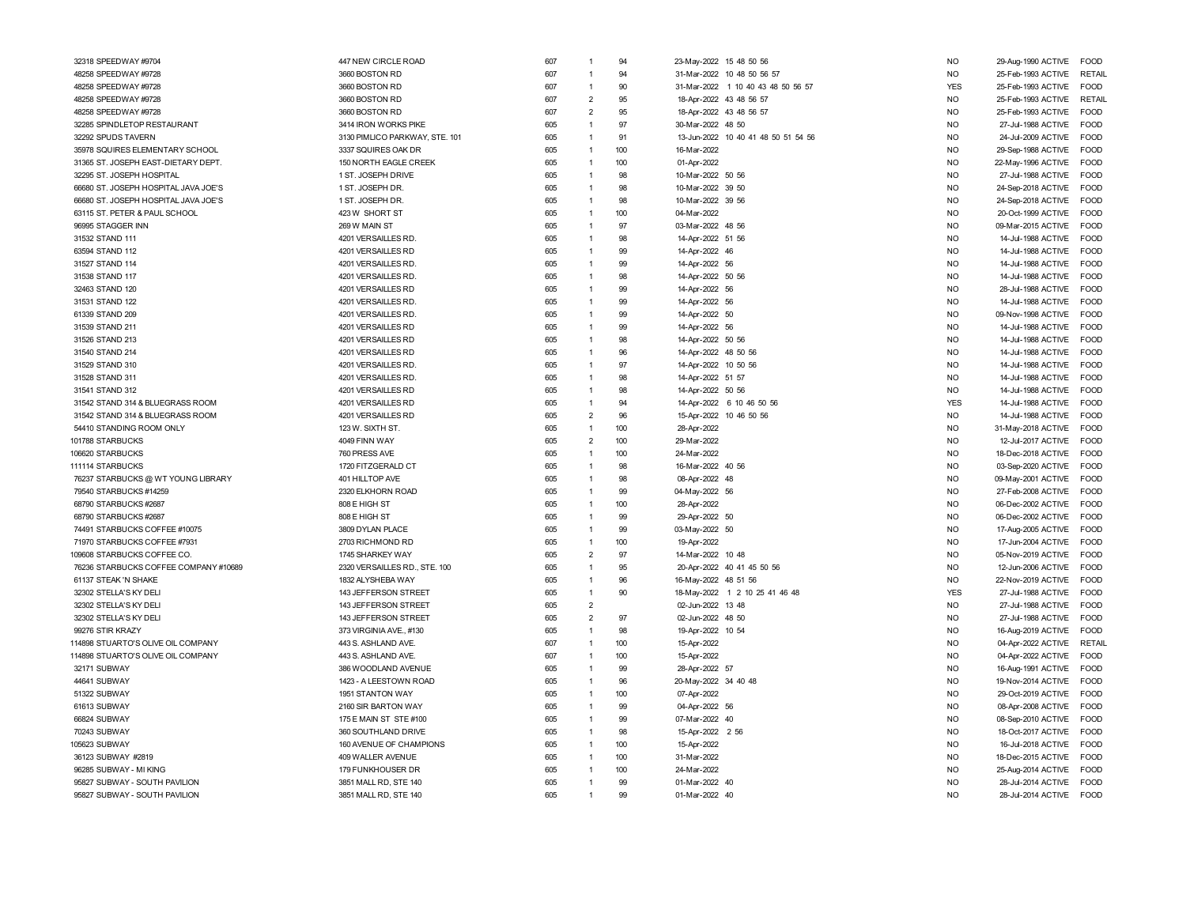| | | | | | | | | | | |
|---|---|---|---|---|---|---|---|---|---|---|
| 32318 SPEEDWAY #9704 | 447 NEW CIRCLE ROAD | 607 | 1 | 94 | 23-May-2022 | 15 48 50 56 | NO | 29-Aug-1990 | ACTIVE | FOOD |
| 48258 SPEEDWAY #9728 | 3660 BOSTON RD | 607 | 1 | 94 | 31-Mar-2022 | 10 48 50 56 57 | NO | 25-Feb-1993 | ACTIVE | RETAIL |
| 48258 SPEEDWAY #9728 | 3660 BOSTON RD | 607 | 1 | 90 | 31-Mar-2022 | 1 10 40 43 48 50 56 57 | YES | 25-Feb-1993 | ACTIVE | FOOD |
| 48258 SPEEDWAY #9728 | 3660 BOSTON RD | 607 | 2 | 95 | 18-Apr-2022 | 43 48 56 57 | NO | 25-Feb-1993 | ACTIVE | RETAIL |
| 48258 SPEEDWAY #9728 | 3660 BOSTON RD | 607 | 2 | 95 | 18-Apr-2022 | 43 48 56 57 | NO | 25-Feb-1993 | ACTIVE | FOOD |
| 32285 SPINDLETOP RESTAURANT | 3414 IRON WORKS PIKE | 605 | 1 | 97 | 30-Mar-2022 | 48 50 | NO | 27-Jul-1988 | ACTIVE | FOOD |
| 32292 SPUDS TAVERN | 3130 PIMLICO PARKWAY, STE. 101 | 605 | 1 | 91 | 13-Jun-2022 | 10 40 41 48 50 51 54 56 | NO | 24-Jul-2009 | ACTIVE | FOOD |
| 35978 SQUIRES ELEMENTARY SCHOOL | 3337 SQUIRES OAK DR | 605 | 1 | 100 | 16-Mar-2022 | | NO | 29-Sep-1988 | ACTIVE | FOOD |
| 31365 ST. JOSEPH EAST-DIETARY DEPT. | 150 NORTH EAGLE CREEK | 605 | 1 | 100 | 01-Apr-2022 | | NO | 22-May-1996 | ACTIVE | FOOD |
| 32295 ST. JOSEPH HOSPITAL | 1 ST. JOSEPH DRIVE | 605 | 1 | 98 | 10-Mar-2022 | 50 56 | NO | 27-Jul-1988 | ACTIVE | FOOD |
| 66680 ST. JOSEPH HOSPITAL JAVA JOE'S | 1 ST. JOSEPH DR. | 605 | 1 | 98 | 10-Mar-2022 | 39 50 | NO | 24-Sep-2018 | ACTIVE | FOOD |
| 66680 ST. JOSEPH HOSPITAL JAVA JOE'S | 1 ST. JOSEPH DR. | 605 | 1 | 98 | 10-Mar-2022 | 39 56 | NO | 24-Sep-2018 | ACTIVE | FOOD |
| 63115 ST. PETER & PAUL SCHOOL | 423 W SHORT ST | 605 | 1 | 100 | 04-Mar-2022 | | NO | 20-Oct-1999 | ACTIVE | FOOD |
| 96995 STAGGER INN | 269 W MAIN ST | 605 | 1 | 97 | 03-Mar-2022 | 48 56 | NO | 09-Mar-2015 | ACTIVE | FOOD |
| 31532 STAND 111 | 4201 VERSAILLES RD. | 605 | 1 | 98 | 14-Apr-2022 | 51 56 | NO | 14-Jul-1988 | ACTIVE | FOOD |
| 63594 STAND 112 | 4201 VERSAILLES RD | 605 | 1 | 99 | 14-Apr-2022 | 46 | NO | 14-Jul-1988 | ACTIVE | FOOD |
| 31527 STAND 114 | 4201 VERSAILLES RD. | 605 | 1 | 99 | 14-Apr-2022 | 56 | NO | 14-Jul-1988 | ACTIVE | FOOD |
| 31538 STAND 117 | 4201 VERSAILLES RD. | 605 | 1 | 98 | 14-Apr-2022 | 50 56 | NO | 14-Jul-1988 | ACTIVE | FOOD |
| 32463 STAND 120 | 4201 VERSAILLES RD | 605 | 1 | 99 | 14-Apr-2022 | 56 | NO | 28-Jul-1988 | ACTIVE | FOOD |
| 31531 STAND 122 | 4201 VERSAILLES RD. | 605 | 1 | 99 | 14-Apr-2022 | 56 | NO | 14-Jul-1988 | ACTIVE | FOOD |
| 61339 STAND 209 | 4201 VERSAILLES RD. | 605 | 1 | 99 | 14-Apr-2022 | 50 | NO | 09-Nov-1998 | ACTIVE | FOOD |
| 31539 STAND 211 | 4201 VERSAILLES RD | 605 | 1 | 99 | 14-Apr-2022 | 56 | NO | 14-Jul-1988 | ACTIVE | FOOD |
| 31526 STAND 213 | 4201 VERSAILLES RD | 605 | 1 | 98 | 14-Apr-2022 | 50 56 | NO | 14-Jul-1988 | ACTIVE | FOOD |
| 31540 STAND 214 | 4201 VERSAILLES RD | 605 | 1 | 96 | 14-Apr-2022 | 48 50 56 | NO | 14-Jul-1988 | ACTIVE | FOOD |
| 31529 STAND 310 | 4201 VERSAILLES RD. | 605 | 1 | 97 | 14-Apr-2022 | 10 50 56 | NO | 14-Jul-1988 | ACTIVE | FOOD |
| 31528 STAND 311 | 4201 VERSAILLES RD. | 605 | 1 | 98 | 14-Apr-2022 | 51 57 | NO | 14-Jul-1988 | ACTIVE | FOOD |
| 31541 STAND 312 | 4201 VERSAILLES RD | 605 | 1 | 98 | 14-Apr-2022 | 50 56 | NO | 14-Jul-1988 | ACTIVE | FOOD |
| 31542 STAND 314 & BLUEGRASS ROOM | 4201 VERSAILLES RD | 605 | 1 | 94 | 14-Apr-2022 | 6 10 46 50 56 | YES | 14-Jul-1988 | ACTIVE | FOOD |
| 31542 STAND 314 & BLUEGRASS ROOM | 4201 VERSAILLES RD | 605 | 2 | 96 | 15-Apr-2022 | 10 46 50 56 | NO | 14-Jul-1988 | ACTIVE | FOOD |
| 54410 STANDING ROOM ONLY | 123 W. SIXTH ST. | 605 | 1 | 100 | 28-Apr-2022 | | NO | 31-May-2018 | ACTIVE | FOOD |
| 101788 STARBUCKS | 4049 FINN WAY | 605 | 2 | 100 | 29-Mar-2022 | | NO | 12-Jul-2017 | ACTIVE | FOOD |
| 106620 STARBUCKS | 760 PRESS AVE | 605 | 1 | 100 | 24-Mar-2022 | | NO | 18-Dec-2018 | ACTIVE | FOOD |
| 111114 STARBUCKS | 1720 FITZGERALD CT | 605 | 1 | 98 | 16-Mar-2022 | 40 56 | NO | 03-Sep-2020 | ACTIVE | FOOD |
| 76237 STARBUCKS @ WT YOUNG LIBRARY | 401 HILLTOP AVE | 605 | 1 | 98 | 08-Apr-2022 | 48 | NO | 09-May-2001 | ACTIVE | FOOD |
| 79540 STARBUCKS #14259 | 2320 ELKHORN ROAD | 605 | 1 | 99 | 04-May-2022 | 56 | NO | 27-Feb-2008 | ACTIVE | FOOD |
| 68790 STARBUCKS #2687 | 808 E HIGH ST | 605 | 1 | 100 | 28-Apr-2022 | | NO | 06-Dec-2002 | ACTIVE | FOOD |
| 68790 STARBUCKS #2687 | 808 E HIGH ST | 605 | 1 | 99 | 29-Apr-2022 | 50 | NO | 06-Dec-2002 | ACTIVE | FOOD |
| 74491 STARBUCKS COFFEE #10075 | 3809 DYLAN PLACE | 605 | 1 | 99 | 03-May-2022 | 50 | NO | 17-Aug-2005 | ACTIVE | FOOD |
| 71970 STARBUCKS COFFEE #7931 | 2703 RICHMOND RD | 605 | 1 | 100 | 19-Apr-2022 | | NO | 17-Jun-2004 | ACTIVE | FOOD |
| 109608 STARBUCKS COFFEE CO. | 1745 SHARKEY WAY | 605 | 2 | 97 | 14-Mar-2022 | 10 48 | NO | 05-Nov-2019 | ACTIVE | FOOD |
| 76236 STARBUCKS COFFEE COMPANY #10689 | 2320 VERSAILLES RD., STE. 100 | 605 | 1 | 95 | 20-Apr-2022 | 40 41 45 50 56 | NO | 12-Jun-2006 | ACTIVE | FOOD |
| 61137 STEAK 'N SHAKE | 1832 ALYSHEBA WAY | 605 | 1 | 96 | 16-May-2022 | 48 51 56 | NO | 22-Nov-2019 | ACTIVE | FOOD |
| 32302 STELLA'S KY DELI | 143 JEFFERSON STREET | 605 | 1 | 90 | 18-May-2022 | 1 2 10 25 41 46 48 | YES | 27-Jul-1988 | ACTIVE | FOOD |
| 32302 STELLA'S KY DELI | 143 JEFFERSON STREET | 605 | 2 | | 02-Jun-2022 | 13 48 | NO | 27-Jul-1988 | ACTIVE | FOOD |
| 32302 STELLA'S KY DELI | 143 JEFFERSON STREET | 605 | 2 | 97 | 02-Jun-2022 | 48 50 | NO | 27-Jul-1988 | ACTIVE | FOOD |
| 99276 STIR KRAZY | 373 VIRGINIA AVE., #130 | 605 | 1 | 98 | 19-Apr-2022 | 10 54 | NO | 16-Aug-2019 | ACTIVE | FOOD |
| 114898 STUARTO'S OLIVE OIL COMPANY | 443 S. ASHLAND AVE. | 607 | 1 | 100 | 15-Apr-2022 | | NO | 04-Apr-2022 | ACTIVE | RETAIL |
| 114898 STUARTO'S OLIVE OIL COMPANY | 443 S. ASHLAND AVE. | 607 | 1 | 100 | 15-Apr-2022 | | NO | 04-Apr-2022 | ACTIVE | FOOD |
| 32171 SUBWAY | 386 WOODLAND AVENUE | 605 | 1 | 99 | 28-Apr-2022 | 57 | NO | 16-Aug-1991 | ACTIVE | FOOD |
| 44641 SUBWAY | 1423 - A LEESTOWN ROAD | 605 | 1 | 96 | 20-May-2022 | 34 40 48 | NO | 19-Nov-2014 | ACTIVE | FOOD |
| 51322 SUBWAY | 1951 STANTON WAY | 605 | 1 | 100 | 07-Apr-2022 | | NO | 29-Oct-2019 | ACTIVE | FOOD |
| 61613 SUBWAY | 2160 SIR BARTON WAY | 605 | 1 | 99 | 04-Apr-2022 | 56 | NO | 08-Apr-2008 | ACTIVE | FOOD |
| 66824 SUBWAY | 175 E MAIN ST STE #100 | 605 | 1 | 99 | 07-Mar-2022 | 40 | NO | 08-Sep-2010 | ACTIVE | FOOD |
| 70243 SUBWAY | 360 SOUTHLAND DRIVE | 605 | 1 | 98 | 15-Apr-2022 | 2 56 | NO | 18-Oct-2017 | ACTIVE | FOOD |
| 105623 SUBWAY | 160 AVENUE OF CHAMPIONS | 605 | 1 | 100 | 15-Apr-2022 | | NO | 16-Jul-2018 | ACTIVE | FOOD |
| 36123 SUBWAY #2819 | 409 WALLER AVENUE | 605 | 1 | 100 | 31-Mar-2022 | | NO | 18-Dec-2015 | ACTIVE | FOOD |
| 96285 SUBWAY - MI KING | 179 FUNKHOUSER DR | 605 | 1 | 100 | 24-Mar-2022 | | NO | 25-Aug-2014 | ACTIVE | FOOD |
| 95827 SUBWAY - SOUTH PAVILION | 3851 MALL RD, STE 140 | 605 | 1 | 99 | 01-Mar-2022 | 40 | NO | 28-Jul-2014 | ACTIVE | FOOD |
| 95827 SUBWAY - SOUTH PAVILION | 3851 MALL RD, STE 140 | 605 | 1 | 99 | 01-Mar-2022 | 40 | NO | 28-Jul-2014 | ACTIVE | FOOD |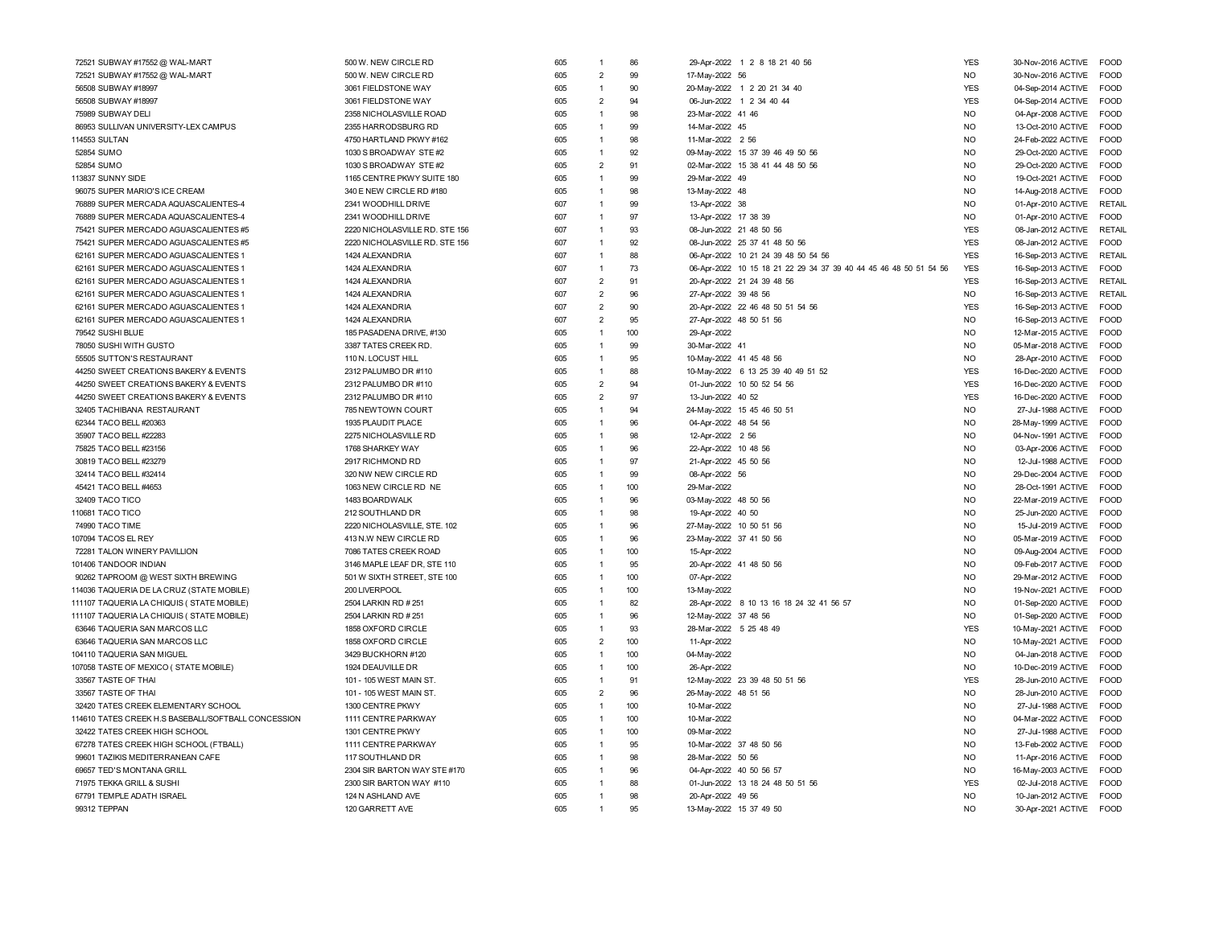| | | | | | | | | | | | |
|---|---|---|---|---|---|---|---|---|---|---|---|
| 72521 | SUBWAY #17552 @ WAL-MART | 500 W. NEW CIRCLE RD | 605 | 1 | 86 | 29-Apr-2022 | 1 2 8 18 21 40 56 | YES | 30-Nov-2016 | ACTIVE | FOOD |
| 72521 | SUBWAY #17552 @ WAL-MART | 500 W. NEW CIRCLE RD | 605 | 2 | 99 | 17-May-2022 | 56 | NO | 30-Nov-2016 | ACTIVE | FOOD |
| 56508 | SUBWAY #18997 | 3061 FIELDSTONE WAY | 605 | 1 | 90 | 20-May-2022 | 1 2 20 21 34 40 | YES | 04-Sep-2014 | ACTIVE | FOOD |
| 56508 | SUBWAY #18997 | 3061 FIELDSTONE WAY | 605 | 2 | 94 | 06-Jun-2022 | 1 2 34 40 44 | YES | 04-Sep-2014 | ACTIVE | FOOD |
| 75989 | SUBWAY DELI | 2358 NICHOLASVILLE ROAD | 605 | 1 | 98 | 23-Mar-2022 | 41 46 | NO | 04-Apr-2008 | ACTIVE | FOOD |
| 86953 | SULLIVAN UNIVERSITY-LEX CAMPUS | 2355 HARRODSBURG RD | 605 | 1 | 99 | 14-Mar-2022 | 45 | NO | 13-Oct-2010 | ACTIVE | FOOD |
| 114553 | SULTAN | 4750 HARTLAND PKWY #162 | 605 | 1 | 98 | 11-Mar-2022 | 2 56 | NO | 24-Feb-2022 | ACTIVE | FOOD |
| 52854 | SUMO | 1030 S BROADWAY STE #2 | 605 | 1 | 92 | 09-May-2022 | 15 37 39 46 49 50 56 | NO | 29-Oct-2020 | ACTIVE | FOOD |
| 52854 | SUMO | 1030 S BROADWAY STE #2 | 605 | 2 | 91 | 02-Mar-2022 | 15 38 41 44 48 50 56 | NO | 29-Oct-2020 | ACTIVE | FOOD |
| 113837 | SUNNY SIDE | 1165 CENTRE PKWY SUITE 180 | 605 | 1 | 99 | 29-Mar-2022 | 49 | NO | 19-Oct-2021 | ACTIVE | FOOD |
| 96075 | SUPER MARIO'S ICE CREAM | 340 E NEW CIRCLE RD #180 | 605 | 1 | 98 | 13-May-2022 | 48 | NO | 14-Aug-2018 | ACTIVE | FOOD |
| 76889 | SUPER MERCADA AQUASCALIENTES-4 | 2341 WOODHILL DRIVE | 607 | 1 | 99 | 13-Apr-2022 | 38 | NO | 01-Apr-2010 | ACTIVE | RETAIL |
| 76889 | SUPER MERCADA AQUASCALIENTES-4 | 2341 WOODHILL DRIVE | 607 | 1 | 97 | 13-Apr-2022 | 17 38 39 | NO | 01-Apr-2010 | ACTIVE | FOOD |
| 75421 | SUPER MERCADO AGUASCALIENTES #5 | 2220 NICHOLASVILLE RD. STE 156 | 607 | 1 | 93 | 08-Jun-2022 | 21 48 50 56 | YES | 08-Jan-2012 | ACTIVE | RETAIL |
| 75421 | SUPER MERCADO AGUASCALIENTES #5 | 2220 NICHOLASVILLE RD. STE 156 | 607 | 1 | 92 | 08-Jun-2022 | 25 37 41 48 50 56 | YES | 08-Jan-2012 | ACTIVE | FOOD |
| 62161 | SUPER MERCADO AGUASCALIENTES 1 | 1424 ALEXANDRIA | 607 | 1 | 88 | 06-Apr-2022 | 10 21 24 39 48 50 54 56 | YES | 16-Sep-2013 | ACTIVE | RETAIL |
| 62161 | SUPER MERCADO AGUASCALIENTES 1 | 1424 ALEXANDRIA | 607 | 1 | 73 | 06-Apr-2022 | 10 15 18 21 22 29 34 37 39 40 44 45 46 48 50 51 54 56 | YES | 16-Sep-2013 | ACTIVE | FOOD |
| 62161 | SUPER MERCADO AGUASCALIENTES 1 | 1424 ALEXANDRIA | 607 | 2 | 91 | 20-Apr-2022 | 21 24 39 48 56 | YES | 16-Sep-2013 | ACTIVE | RETAIL |
| 62161 | SUPER MERCADO AGUASCALIENTES 1 | 1424 ALEXANDRIA | 607 | 2 | 96 | 27-Apr-2022 | 39 48 56 | NO | 16-Sep-2013 | ACTIVE | RETAIL |
| 62161 | SUPER MERCADO AGUASCALIENTES 1 | 1424 ALEXANDRIA | 607 | 2 | 90 | 20-Apr-2022 | 22 46 48 50 51 54 56 | YES | 16-Sep-2013 | ACTIVE | FOOD |
| 62161 | SUPER MERCADO AGUASCALIENTES 1 | 1424 ALEXANDRIA | 607 | 2 | 95 | 27-Apr-2022 | 48 50 51 56 | NO | 16-Sep-2013 | ACTIVE | FOOD |
| 79542 | SUSHI BLUE | 185 PASADENA DRIVE, #130 | 605 | 1 | 100 | 29-Apr-2022 | | NO | 12-Mar-2015 | ACTIVE | FOOD |
| 78050 | SUSHI WITH GUSTO | 3387 TATES CREEK RD. | 605 | 1 | 99 | 30-Mar-2022 | 41 | NO | 05-Mar-2018 | ACTIVE | FOOD |
| 55505 | SUTTON'S RESTAURANT | 110 N. LOCUST HILL | 605 | 1 | 95 | 10-May-2022 | 41 45 48 56 | NO | 28-Apr-2010 | ACTIVE | FOOD |
| 44250 | SWEET CREATIONS BAKERY & EVENTS | 2312 PALUMBO DR #110 | 605 | 1 | 88 | 10-May-2022 | 6 13 25 39 40 49 51 52 | YES | 16-Dec-2020 | ACTIVE | FOOD |
| 44250 | SWEET CREATIONS BAKERY & EVENTS | 2312 PALUMBO DR #110 | 605 | 2 | 94 | 01-Jun-2022 | 10 50 52 54 56 | YES | 16-Dec-2020 | ACTIVE | FOOD |
| 44250 | SWEET CREATIONS BAKERY & EVENTS | 2312 PALUMBO DR #110 | 605 | 2 | 97 | 13-Jun-2022 | 40 52 | YES | 16-Dec-2020 | ACTIVE | FOOD |
| 32405 | TACHIBANA RESTAURANT | 785 NEWTOWN COURT | 605 | 1 | 94 | 24-May-2022 | 15 45 46 50 51 | NO | 27-Jul-1988 | ACTIVE | FOOD |
| 62344 | TACO BELL #20363 | 1935 PLAUDIT PLACE | 605 | 1 | 96 | 04-Apr-2022 | 48 54 56 | NO | 28-May-1999 | ACTIVE | FOOD |
| 35907 | TACO BELL #22283 | 2275 NICHOLASVILLE RD | 605 | 1 | 98 | 12-Apr-2022 | 2 56 | NO | 04-Nov-1991 | ACTIVE | FOOD |
| 75825 | TACO BELL #23156 | 1768 SHARKEY WAY | 605 | 1 | 96 | 22-Apr-2022 | 10 48 56 | NO | 03-Apr-2006 | ACTIVE | FOOD |
| 30819 | TACO BELL #23279 | 2917 RICHMOND RD | 605 | 1 | 97 | 21-Apr-2022 | 45 50 56 | NO | 12-Jul-1988 | ACTIVE | FOOD |
| 32414 | TACO BELL #32414 | 320 NW NEW CIRCLE RD | 605 | 1 | 99 | 08-Apr-2022 | 56 | NO | 29-Dec-2004 | ACTIVE | FOOD |
| 45421 | TACO BELL #4653 | 1063 NEW CIRCLE RD NE | 605 | 1 | 100 | 29-Mar-2022 | | NO | 28-Oct-1991 | ACTIVE | FOOD |
| 32409 | TACO TICO | 1483 BOARDWALK | 605 | 1 | 96 | 03-May-2022 | 48 50 56 | NO | 22-Mar-2019 | ACTIVE | FOOD |
| 110681 | TACO TICO | 212 SOUTHLAND DR | 605 | 1 | 98 | 19-Apr-2022 | 40 50 | NO | 25-Jun-2020 | ACTIVE | FOOD |
| 74990 | TACO TIME | 2220 NICHOLASVILLE, STE. 102 | 605 | 1 | 96 | 27-May-2022 | 10 50 51 56 | NO | 15-Jul-2019 | ACTIVE | FOOD |
| 107094 | TACOS EL REY | 413 N.W NEW CIRCLE RD | 605 | 1 | 96 | 23-May-2022 | 37 41 50 56 | NO | 05-Mar-2019 | ACTIVE | FOOD |
| 72281 | TALON WINERY PAVILLION | 7086 TATES CREEK ROAD | 605 | 1 | 100 | 15-Apr-2022 | | NO | 09-Aug-2004 | ACTIVE | FOOD |
| 101406 | TANDOOR INDIAN | 3146 MAPLE LEAF DR, STE 110 | 605 | 1 | 95 | 20-Apr-2022 | 41 48 50 56 | NO | 09-Feb-2017 | ACTIVE | FOOD |
| 90262 | TAPROOM @ WEST SIXTH BREWING | 501 W SIXTH STREET, STE 100 | 605 | 1 | 100 | 07-Apr-2022 | | NO | 29-Mar-2012 | ACTIVE | FOOD |
| 114036 | TAQUERIA DE LA CRUZ (STATE MOBILE) | 200 LIVERPOOL | 605 | 1 | 100 | 13-May-2022 | | NO | 19-Nov-2021 | ACTIVE | FOOD |
| 111107 | TAQUERIA LA CHIQUIS ( STATE MOBILE) | 2504 LARKIN RD # 251 | 605 | 1 | 82 | 28-Apr-2022 | 8 10 13 16 18 24 32 41 56 57 | NO | 01-Sep-2020 | ACTIVE | FOOD |
| 111107 | TAQUERIA LA CHIQUIS ( STATE MOBILE) | 2504 LARKIN RD # 251 | 605 | 1 | 96 | 12-May-2022 | 37 48 56 | NO | 01-Sep-2020 | ACTIVE | FOOD |
| 63646 | TAQUERIA SAN MARCOS LLC | 1858 OXFORD CIRCLE | 605 | 1 | 93 | 28-Mar-2022 | 5 25 48 49 | YES | 10-May-2021 | ACTIVE | FOOD |
| 63646 | TAQUERIA SAN MARCOS LLC | 1858 OXFORD CIRCLE | 605 | 2 | 100 | 11-Apr-2022 | | NO | 10-May-2021 | ACTIVE | FOOD |
| 104110 | TAQUERIA SAN MIGUEL | 3429 BUCKHORN #120 | 605 | 1 | 100 | 04-May-2022 | | NO | 04-Jan-2018 | ACTIVE | FOOD |
| 107058 | TASTE OF MEXICO ( STATE MOBILE) | 1924 DEAUVILLE DR | 605 | 1 | 100 | 26-Apr-2022 | | NO | 10-Dec-2019 | ACTIVE | FOOD |
| 33567 | TASTE OF THAI | 101 - 105 WEST MAIN ST. | 605 | 1 | 91 | 12-May-2022 | 23 39 48 50 51 56 | YES | 28-Jun-2010 | ACTIVE | FOOD |
| 33567 | TASTE OF THAI | 101 - 105 WEST MAIN ST. | 605 | 2 | 96 | 26-May-2022 | 48 51 56 | NO | 28-Jun-2010 | ACTIVE | FOOD |
| 32420 | TATES CREEK ELEMENTARY SCHOOL | 1300 CENTRE PKWY | 605 | 1 | 100 | 10-Mar-2022 | | NO | 27-Jul-1988 | ACTIVE | FOOD |
| 114610 | TATES CREEK H.S BASEBALL/SOFTBALL CONCESSION | 1111 CENTRE PARKWAY | 605 | 1 | 100 | 10-Mar-2022 | | NO | 04-Mar-2022 | ACTIVE | FOOD |
| 32422 | TATES CREEK HIGH SCHOOL | 1301 CENTRE PKWY | 605 | 1 | 100 | 09-Mar-2022 | | NO | 27-Jul-1988 | ACTIVE | FOOD |
| 67278 | TATES CREEK HIGH SCHOOL (FTBALL) | 1111 CENTRE PARKWAY | 605 | 1 | 95 | 10-Mar-2022 | 37 48 50 56 | NO | 13-Feb-2002 | ACTIVE | FOOD |
| 99601 | TAZIKIS MEDITERRANEAN CAFE | 117 SOUTHLAND DR | 605 | 1 | 98 | 28-Mar-2022 | 50 56 | NO | 11-Apr-2016 | ACTIVE | FOOD |
| 69657 | TED'S MONTANA GRILL | 2304 SIR BARTON WAY STE #170 | 605 | 1 | 96 | 04-Apr-2022 | 40 50 56 57 | NO | 16-May-2003 | ACTIVE | FOOD |
| 71975 | TEKKA GRILL & SUSHI | 2300 SIR BARTON WAY #110 | 605 | 1 | 88 | 01-Jun-2022 | 13 18 24 48 50 51 56 | YES | 02-Jul-2018 | ACTIVE | FOOD |
| 67791 | TEMPLE ADATH ISRAEL | 124 N ASHLAND AVE | 605 | 1 | 98 | 20-Apr-2022 | 49 56 | NO | 10-Jan-2012 | ACTIVE | FOOD |
| 99312 | TEPPAN | 120 GARRETT AVE | 605 | 1 | 95 | 13-May-2022 | 15 37 49 50 | NO | 30-Apr-2021 | ACTIVE | FOOD |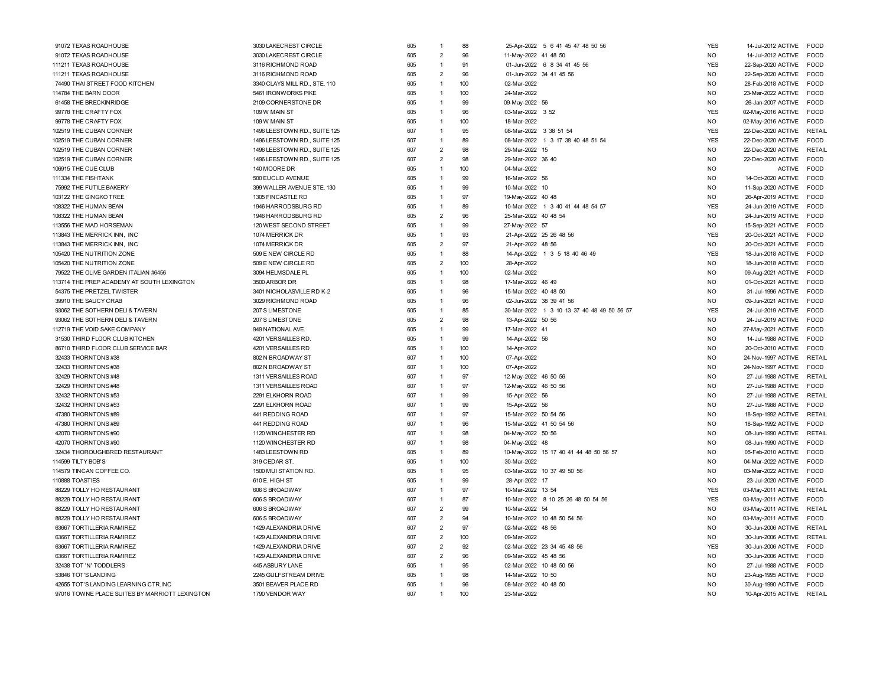| | | | | | | | | | | |
|---|---|---|---|---|---|---|---|---|---|---|
| 91072 | TEXAS ROADHOUSE | 3030 LAKECREST CIRCLE | 605 | 1 | 88 | 25-Apr-2022 | 5 6 41 45 47 48 50 56 | YES | 14-Jul-2012 ACTIVE | FOOD |
| 91072 | TEXAS ROADHOUSE | 3030 LAKECREST CIRCLE | 605 | 2 | 96 | 11-May-2022 | 41 48 50 | NO | 14-Jul-2012 ACTIVE | FOOD |
| 111211 | TEXAS ROADHOUSE | 3116 RICHMOND ROAD | 605 | 1 | 91 | 01-Jun-2022 | 6 8 34 41 45 56 | YES | 22-Sep-2020 ACTIVE | FOOD |
| 111211 | TEXAS ROADHOUSE | 3116 RICHMOND ROAD | 605 | 2 | 96 | 01-Jun-2022 | 34 41 45 56 | NO | 22-Sep-2020 ACTIVE | FOOD |
| 74490 | THAI STREET FOOD KITCHEN | 3340 CLAYS MILL RD., STE. 110 | 605 | 1 | 100 | 02-Mar-2022 | | NO | 28-Feb-2018 ACTIVE | FOOD |
| 114784 | THE BARN DOOR | 5461 IRONWORKS PIKE | 605 | 1 | 100 | 24-Mar-2022 | | NO | 23-Mar-2022 ACTIVE | FOOD |
| 61458 | THE BRECKINRIDGE | 2109 CORNERSTONE DR | 605 | 1 | 99 | 09-May-2022 | 56 | NO | 26-Jan-2007 ACTIVE | FOOD |
| 99778 | THE CRAFTY FOX | 109 W MAIN ST | 605 | 1 | 96 | 03-Mar-2022 | 3 52 | YES | 02-May-2016 ACTIVE | FOOD |
| 99778 | THE CRAFTY FOX | 109 W MAIN ST | 605 | 1 | 100 | 18-Mar-2022 | | NO | 02-May-2016 ACTIVE | FOOD |
| 102519 | THE CUBAN CORNER | 1496 LEESTOWN RD., SUITE 125 | 607 | 1 | 95 | 08-Mar-2022 | 3 38 51 54 | YES | 22-Dec-2020 ACTIVE | RETAIL |
| 102519 | THE CUBAN CORNER | 1496 LEESTOWN RD., SUITE 125 | 607 | 1 | 89 | 08-Mar-2022 | 1 3 17 38 40 48 51 54 | YES | 22-Dec-2020 ACTIVE | FOOD |
| 102519 | THE CUBAN CORNER | 1496 LEESTOWN RD., SUITE 125 | 607 | 2 | 98 | 29-Mar-2022 | 15 | NO | 22-Dec-2020 ACTIVE | RETAIL |
| 102519 | THE CUBAN CORNER | 1496 LEESTOWN RD., SUITE 125 | 607 | 2 | 98 | 29-Mar-2022 | 36 40 | NO | 22-Dec-2020 ACTIVE | FOOD |
| 106915 | THE CUE CLUB | 140 MOORE DR | 605 | 1 | 100 | 04-Mar-2022 | | NO | ACTIVE | FOOD |
| 111334 | THE FISHTANK | 500 EUCLID AVENUE | 605 | 1 | 99 | 16-Mar-2022 | 56 | NO | 14-Oct-2020 ACTIVE | FOOD |
| 75992 | THE FUTILE BAKERY | 399 WALLER AVENUE STE. 130 | 605 | 1 | 99 | 10-Mar-2022 | 10 | NO | 11-Sep-2020 ACTIVE | FOOD |
| 103122 | THE GINGKO TREE | 1305 FINCASTLE RD | 605 | 1 | 97 | 19-May-2022 | 40 48 | NO | 26-Apr-2019 ACTIVE | FOOD |
| 108322 | THE HUMAN BEAN | 1946 HARRODSBURG RD | 605 | 1 | 89 | 10-Mar-2022 | 1 3 40 41 44 48 54 57 | YES | 24-Jun-2019 ACTIVE | FOOD |
| 108322 | THE HUMAN BEAN | 1946 HARRODSBURG RD | 605 | 2 | 96 | 25-Mar-2022 | 40 48 54 | NO | 24-Jun-2019 ACTIVE | FOOD |
| 113556 | THE MAD HORSEMAN | 120 WEST SECOND STREET | 605 | 1 | 99 | 27-May-2022 | 57 | NO | 15-Sep-2021 ACTIVE | FOOD |
| 113843 | THE MERRICK INN, INC | 1074 MERRICK DR | 605 | 1 | 93 | 21-Apr-2022 | 25 26 48 56 | YES | 20-Oct-2021 ACTIVE | FOOD |
| 113843 | THE MERRICK INN, INC | 1074 MERRICK DR | 605 | 2 | 97 | 21-Apr-2022 | 48 56 | NO | 20-Oct-2021 ACTIVE | FOOD |
| 105420 | THE NUTRITION ZONE | 509 E NEW CIRCLE RD | 605 | 1 | 88 | 14-Apr-2022 | 1 3 5 18 40 46 49 | YES | 18-Jun-2018 ACTIVE | FOOD |
| 105420 | THE NUTRITION ZONE | 509 E NEW CIRCLE RD | 605 | 2 | 100 | 28-Apr-2022 | | NO | 18-Jun-2018 ACTIVE | FOOD |
| 79522 | THE OLIVE GARDEN ITALIAN #6456 | 3094 HELMSDALE PL | 605 | 1 | 100 | 02-Mar-2022 | | NO | 09-Aug-2021 ACTIVE | FOOD |
| 113714 | THE PREP ACADEMY AT SOUTH LEXINGTON | 3500 ARBOR DR | 605 | 1 | 98 | 17-Mar-2022 | 46 49 | NO | 01-Oct-2021 ACTIVE | FOOD |
| 54375 | THE PRETZEL TWISTER | 3401 NICHOLASVILLE RD K-2 | 605 | 1 | 96 | 15-Mar-2022 | 40 48 50 | NO | 31-Jul-1996 ACTIVE | FOOD |
| 39910 | THE SAUCY CRAB | 3029 RICHMOND ROAD | 605 | 1 | 96 | 02-Jun-2022 | 38 39 41 56 | NO | 09-Jun-2021 ACTIVE | FOOD |
| 93062 | THE SOTHERN DELI & TAVERN | 207 S LIMESTONE | 605 | 1 | 85 | 30-Mar-2022 | 1 3 10 13 37 40 48 49 50 56 57 | YES | 24-Jul-2019 ACTIVE | FOOD |
| 93062 | THE SOTHERN DELI & TAVERN | 207 S LIMESTONE | 605 | 2 | 98 | 13-Apr-2022 | 50 56 | NO | 24-Jul-2019 ACTIVE | FOOD |
| 112719 | THE VOID SAKE COMPANY | 949 NATIONAL AVE. | 605 | 1 | 99 | 17-Mar-2022 | 41 | NO | 27-May-2021 ACTIVE | FOOD |
| 31530 | THIRD FLOOR CLUB KITCHEN | 4201 VERSAILLES RD. | 605 | 1 | 99 | 14-Apr-2022 | 56 | NO | 14-Jul-1988 ACTIVE | FOOD |
| 86710 | THIRD FLOOR CLUB SERVICE BAR | 4201 VERSAILLES RD | 605 | 1 | 100 | 14-Apr-2022 | | NO | 20-Oct-2010 ACTIVE | FOOD |
| 32433 | THORNTONS #38 | 802 N BROADWAY ST | 607 | 1 | 100 | 07-Apr-2022 | | NO | 24-Nov-1997 ACTIVE | RETAIL |
| 32433 | THORNTONS #38 | 802 N BROADWAY ST | 607 | 1 | 100 | 07-Apr-2022 | | NO | 24-Nov-1997 ACTIVE | FOOD |
| 32429 | THORNTONS #48 | 1311 VERSAILLES ROAD | 607 | 1 | 97 | 12-May-2022 | 46 50 56 | NO | 27-Jul-1988 ACTIVE | RETAIL |
| 32429 | THORNTONS #48 | 1311 VERSAILLES ROAD | 607 | 1 | 97 | 12-May-2022 | 46 50 56 | NO | 27-Jul-1988 ACTIVE | FOOD |
| 32432 | THORNTONS #53 | 2291 ELKHORN ROAD | 607 | 1 | 99 | 15-Apr-2022 | 56 | NO | 27-Jul-1988 ACTIVE | RETAIL |
| 32432 | THORNTONS #53 | 2291 ELKHORN ROAD | 607 | 1 | 99 | 15-Apr-2022 | 56 | NO | 27-Jul-1988 ACTIVE | FOOD |
| 47380 | THORNTONS #89 | 441 REDDING ROAD | 607 | 1 | 97 | 15-Mar-2022 | 50 54 56 | NO | 18-Sep-1992 ACTIVE | RETAIL |
| 47380 | THORNTONS #89 | 441 REDDING ROAD | 607 | 1 | 96 | 15-Mar-2022 | 41 50 54 56 | NO | 18-Sep-1992 ACTIVE | FOOD |
| 42070 | THORNTONS #90 | 1120 WINCHESTER RD | 607 | 1 | 98 | 04-May-2022 | 50 56 | NO | 08-Jun-1990 ACTIVE | RETAIL |
| 42070 | THORNTONS #90 | 1120 WINCHESTER RD | 607 | 1 | 98 | 04-May-2022 | 48 | NO | 08-Jun-1990 ACTIVE | FOOD |
| 32434 | THOROUGHBRED RESTAURANT | 1483 LEESTOWN RD | 605 | 1 | 89 | 10-May-2022 | 15 17 40 41 44 48 50 56 57 | NO | 05-Feb-2010 ACTIVE | FOOD |
| 114599 | TILTY BOB'S | 319 CEDAR ST. | 605 | 1 | 100 | 30-Mar-2022 | | NO | 04-Mar-2022 ACTIVE | FOOD |
| 114579 | TINCAN COFFEE CO. | 1500 MUI STATION RD. | 605 | 1 | 95 | 03-Mar-2022 | 10 37 49 50 56 | NO | 03-Mar-2022 ACTIVE | FOOD |
| 110888 | TOASTIES | 610 E. HIGH ST | 605 | 1 | 99 | 28-Apr-2022 | 17 | NO | 23-Jul-2020 ACTIVE | FOOD |
| 88229 | TOLLY HO RESTAURANT | 606 S BROADWAY | 607 | 1 | 97 | 10-Mar-2022 | 13 54 | YES | 03-May-2011 ACTIVE | RETAIL |
| 88229 | TOLLY HO RESTAURANT | 606 S BROADWAY | 607 | 1 | 87 | 10-Mar-2022 | 8 10 25 26 48 50 54 56 | YES | 03-May-2011 ACTIVE | FOOD |
| 88229 | TOLLY HO RESTAURANT | 606 S BROADWAY | 607 | 2 | 99 | 10-Mar-2022 | 54 | NO | 03-May-2011 ACTIVE | RETAIL |
| 88229 | TOLLY HO RESTAURANT | 606 S BROADWAY | 607 | 2 | 94 | 10-Mar-2022 | 10 48 50 54 56 | NO | 03-May-2011 ACTIVE | FOOD |
| 63667 | TORTILLERIA RAMIREZ | 1429 ALEXANDRIA DRIVE | 607 | 2 | 97 | 02-Mar-2022 | 48 56 | NO | 30-Jun-2006 ACTIVE | RETAIL |
| 63667 | TORTILLERIA RAMIREZ | 1429 ALEXANDRIA DRIVE | 607 | 2 | 100 | 09-Mar-2022 | | NO | 30-Jun-2006 ACTIVE | RETAIL |
| 63667 | TORTILLERIA RAMIREZ | 1429 ALEXANDRIA DRIVE | 607 | 2 | 92 | 02-Mar-2022 | 23 34 45 48 56 | YES | 30-Jun-2006 ACTIVE | FOOD |
| 63667 | TORTILLERIA RAMIREZ | 1429 ALEXANDRIA DRIVE | 607 | 2 | 96 | 09-Mar-2022 | 45 48 56 | NO | 30-Jun-2006 ACTIVE | FOOD |
| 32438 | TOT 'N' TODDLERS | 445 ASBURY LANE | 605 | 1 | 95 | 02-Mar-2022 | 10 48 50 56 | NO | 27-Jul-1988 ACTIVE | FOOD |
| 53846 | TOT'S LANDING | 2245 GULFSTREAM DRIVE | 605 | 1 | 98 | 14-Mar-2022 | 10 50 | NO | 23-Aug-1995 ACTIVE | FOOD |
| 42655 | TOT'S LANDING LEARNING CTR,INC | 3501 BEAVER PLACE RD | 605 | 1 | 96 | 08-Mar-2022 | 40 48 50 | NO | 30-Aug-1990 ACTIVE | FOOD |
| 97016 | TOWNE PLACE SUITES BY MARRIOTT LEXINGTON | 1790 VENDOR WAY | 607 | 1 | 100 | 23-Mar-2022 | | NO | 10-Apr-2015 ACTIVE | RETAIL |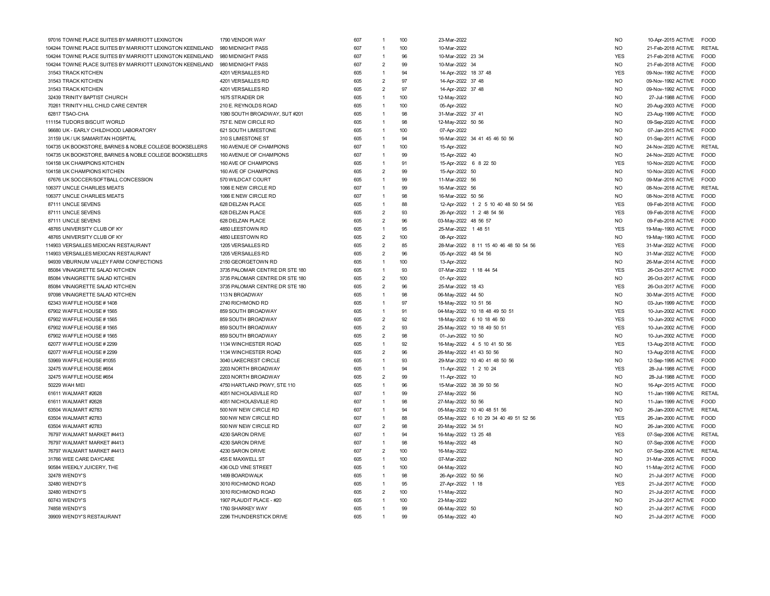| | | | | | | | | | | |
|---|---|---|---|---|---|---|---|---|---|---|
| 97016 | TOWNE PLACE SUITES BY MARRIOTT LEXINGTON | 1790 VENDOR WAY | 607 | 1 | 100 | 23-Mar-2022 | | NO | 10-Apr-2015 ACTIVE | FOOD |
| 104244 | TOWNE PLACE SUITES BY MARRIOTT LEXINGTON KEENELAND | 980 MIDNIGHT PASS | 607 | 1 | 100 | 10-Mar-2022 | | NO | 21-Feb-2018 ACTIVE | RETAIL |
| 104244 | TOWNE PLACE SUITES BY MARRIOTT LEXINGTON KEENELAND | 980 MIDNIGHT PASS | 607 | 1 | 96 | 10-Mar-2022 | 23 34 | YES | 21-Feb-2018 ACTIVE | FOOD |
| 104244 | TOWNE PLACE SUITES BY MARRIOTT LEXINGTON KEENELAND | 980 MIDNIGHT PASS | 607 | 2 | 99 | 10-Mar-2022 | 34 | NO | 21-Feb-2018 ACTIVE | FOOD |
| 31543 | TRACK KITCHEN | 4201 VERSAILLES RD | 605 | 1 | 94 | 14-Apr-2022 | 18 37 48 | YES | 09-Nov-1992 ACTIVE | FOOD |
| 31543 | TRACK KITCHEN | 4201 VERSAILLES RD | 605 | 2 | 97 | 14-Apr-2022 | 37 48 | NO | 09-Nov-1992 ACTIVE | FOOD |
| 31543 | TRACK KITCHEN | 4201 VERSAILLES RD | 605 | 2 | 97 | 14-Apr-2022 | 37 48 | NO | 09-Nov-1992 ACTIVE | FOOD |
| 32439 | TRINITY BAPTIST CHURCH | 1675 STRADER DR | 605 | 1 | 100 | 12-May-2022 | | NO | 27-Jul-1988 ACTIVE | FOOD |
| 70261 | TRINITY HILL CHILD CARE CENTER | 210 E. REYNOLDS ROAD | 605 | 1 | 100 | 05-Apr-2022 | | NO | 20-Aug-2003 ACTIVE | FOOD |
| 62817 | TSAO-CHA | 1080 SOUTH BROADWAY, SUT #201 | 605 | 1 | 98 | 31-Mar-2022 | 37 41 | NO | 23-Aug-1999 ACTIVE | FOOD |
| 111154 | TUDORS BISCUIT WORLD | 757 E. NEW CIRCLE RD | 605 | 1 | 98 | 12-May-2022 | 50 56 | NO | 09-Sep-2020 ACTIVE | FOOD |
| 96680 | UK - EARLY CHILDHOOD LABORATORY | 621 SOUTH LIMESTONE | 605 | 1 | 100 | 07-Apr-2022 | | NO | 07-Jan-2015 ACTIVE | FOOD |
| 31159 | UK / UK SAMARITAN HOSPITAL | 310 S LIMESTONE ST | 605 | 1 | 94 | 16-Mar-2022 | 34 41 45 46 50 56 | NO | 01-Sep-2011 ACTIVE | FOOD |
| 104735 | UK BOOKSTORE, BARNES & NOBLE COLLEGE BOOKSELLERS | 160 AVENUE OF CHAMPIONS | 607 | 1 | 100 | 15-Apr-2022 | | NO | 24-Nov-2020 ACTIVE | RETAIL |
| 104735 | UK BOOKSTORE, BARNES & NOBLE COLLEGE BOOKSELLERS | 160 AVENUE OF CHAMPIONS | 607 | 1 | 99 | 15-Apr-2022 | 40 | NO | 24-Nov-2020 ACTIVE | FOOD |
| 104158 | UK CHAMPIONS KITCHEN | 160 AVE OF CHAMPIONS | 605 | 1 | 91 | 15-Apr-2022 | 6 8 22 50 | YES | 10-Nov-2020 ACTIVE | FOOD |
| 104158 | UK CHAMPIONS KITCHEN | 160 AVE OF CHAMPIONS | 605 | 2 | 99 | 15-Apr-2022 | 50 | NO | 10-Nov-2020 ACTIVE | FOOD |
| 67676 | UK SOCCER/SOFTBALL CONCESSION | 570 WILDCAT COURT | 605 | 1 | 99 | 11-Mar-2022 | 56 | NO | 09-Mar-2016 ACTIVE | FOOD |
| 106377 | UNCLE CHARLIES MEATS | 1066 E NEW CIRCLE RD | 607 | 1 | 99 | 16-Mar-2022 | 56 | NO | 08-Nov-2018 ACTIVE | RETAIL |
| 106377 | UNCLE CHARLIES MEATS | 1066 E NEW CIRCLE RD | 607 | 1 | 98 | 16-Mar-2022 | 50 56 | NO | 08-Nov-2018 ACTIVE | FOOD |
| 87111 | UNCLE SEVENS | 628 DELZAN PLACE | 605 | 1 | 88 | 12-Apr-2022 | 1 2 5 10 40 48 50 54 56 | YES | 09-Feb-2018 ACTIVE | FOOD |
| 87111 | UNCLE SEVENS | 628 DELZAN PLACE | 605 | 2 | 93 | 26-Apr-2022 | 1 2 48 54 56 | YES | 09-Feb-2018 ACTIVE | FOOD |
| 87111 | UNCLE SEVENS | 628 DELZAN PLACE | 605 | 2 | 96 | 03-May-2022 | 48 56 57 | NO | 09-Feb-2018 ACTIVE | FOOD |
| 48765 | UNIVERSITY CLUB OF KY | 4850 LEESTOWN RD | 605 | 1 | 95 | 25-Mar-2022 | 1 48 51 | YES | 19-May-1993 ACTIVE | FOOD |
| 48765 | UNIVERSITY CLUB OF KY | 4850 LEESTOWN RD | 605 | 2 | 100 | 08-Apr-2022 | | NO | 19-May-1993 ACTIVE | FOOD |
| 114903 | VERSAILLES MEXICAN RESTAURANT | 1205 VERSAILLES RD | 605 | 2 | 85 | 28-Mar-2022 | 8 11 15 40 46 48 50 54 56 | YES | 31-Mar-2022 ACTIVE | FOOD |
| 114903 | VERSAILLES MEXICAN RESTAURANT | 1205 VERSAILLES RD | 605 | 2 | 96 | 05-Apr-2022 | 48 54 56 | NO | 31-Mar-2022 ACTIVE | FOOD |
| 94939 | VIBURNUM VALLEY FARM CONFECTIONS | 2150 GEORGETOWN RD | 605 | 1 | 100 | 13-Apr-2022 | | NO | 26-Mar-2014 ACTIVE | FOOD |
| 85084 | VINAIGRETTE SALAD KITCHEN | 3735 PALOMAR CENTRE DR STE 180 | 605 | 1 | 93 | 07-Mar-2022 | 1 18 44 54 | YES | 26-Oct-2017 ACTIVE | FOOD |
| 85084 | VINAIGRETTE SALAD KITCHEN | 3735 PALOMAR CENTRE DR STE 180 | 605 | 2 | 100 | 01-Apr-2022 | | NO | 26-Oct-2017 ACTIVE | FOOD |
| 85084 | VINAIGRETTE SALAD KITCHEN | 3735 PALOMAR CENTRE DR STE 180 | 605 | 2 | 96 | 25-Mar-2022 | 18 43 | YES | 26-Oct-2017 ACTIVE | FOOD |
| 97098 | VINAIGRETTE SALAD KITCHEN | 113 N BROADWAY | 605 | 1 | 98 | 06-May-2022 | 44 50 | NO | 30-Mar-2015 ACTIVE | FOOD |
| 62343 | WAFFLE HOUSE # 1408 | 2740 RICHMOND RD | 605 | 1 | 97 | 18-May-2022 | 10 51 56 | NO | 03-Jun-1999 ACTIVE | FOOD |
| 67902 | WAFFLE HOUSE # 1565 | 859 SOUTH BROADWAY | 605 | 1 | 91 | 04-May-2022 | 10 18 48 49 50 51 | YES | 10-Jun-2002 ACTIVE | FOOD |
| 67902 | WAFFLE HOUSE # 1565 | 859 SOUTH BROADWAY | 605 | 2 | 92 | 18-May-2022 | 6 10 18 46 50 | YES | 10-Jun-2002 ACTIVE | FOOD |
| 67902 | WAFFLE HOUSE # 1565 | 859 SOUTH BROADWAY | 605 | 2 | 93 | 25-May-2022 | 10 18 49 50 51 | YES | 10-Jun-2002 ACTIVE | FOOD |
| 67902 | WAFFLE HOUSE # 1565 | 859 SOUTH BROADWAY | 605 | 2 | 98 | 01-Jun-2022 | 10 50 | NO | 10-Jun-2002 ACTIVE | FOOD |
| 62077 | WAFFLE HOUSE # 2299 | 1134 WINCHESTER ROAD | 605 | 1 | 92 | 16-May-2022 | 4 5 10 41 50 56 | YES | 13-Aug-2018 ACTIVE | FOOD |
| 62077 | WAFFLE HOUSE # 2299 | 1134 WINCHESTER ROAD | 605 | 2 | 96 | 26-May-2022 | 41 43 50 56 | NO | 13-Aug-2018 ACTIVE | FOOD |
| 53969 | WAFFLE HOUSE #1055 | 3040 LAKECREST CIRCLE | 605 | 1 | 93 | 29-Mar-2022 | 10 40 41 48 50 56 | NO | 12-Sep-1995 ACTIVE | FOOD |
| 32475 | WAFFLE HOUSE #654 | 2203 NORTH BROADWAY | 605 | 1 | 94 | 11-Apr-2022 | 1 2 10 24 | YES | 28-Jul-1988 ACTIVE | FOOD |
| 32475 | WAFFLE HOUSE #654 | 2203 NORTH BROADWAY | 605 | 2 | 99 | 11-Apr-2022 | 10 | NO | 28-Jul-1988 ACTIVE | FOOD |
| 50229 | WAH MEI | 4750 HARTLAND PKWY, STE 110 | 605 | 1 | 96 | 15-Mar-2022 | 38 39 50 56 | NO | 16-Apr-2015 ACTIVE | FOOD |
| 61611 | WALMART #2628 | 4051 NICHOLASVILLE RD | 607 | 1 | 99 | 27-May-2022 | 56 | NO | 11-Jan-1999 ACTIVE | RETAIL |
| 61611 | WALMART #2628 | 4051 NICHOLASVILLE RD | 607 | 1 | 98 | 27-May-2022 | 50 56 | NO | 11-Jan-1999 ACTIVE | FOOD |
| 63504 | WALMART #2783 | 500 NW NEW CIRCLE RD | 607 | 1 | 94 | 05-May-2022 | 10 40 48 51 56 | NO | 26-Jan-2000 ACTIVE | RETAIL |
| 63504 | WALMART #2783 | 500 NW NEW CIRCLE RD | 607 | 1 | 88 | 05-May-2022 | 6 10 29 34 40 49 51 52 56 | YES | 26-Jan-2000 ACTIVE | FOOD |
| 63504 | WALMART #2783 | 500 NW NEW CIRCLE RD | 607 | 2 | 98 | 20-May-2022 | 34 51 | NO | 26-Jan-2000 ACTIVE | FOOD |
| 76797 | WALMART MARKET #4413 | 4230 SARON DRIVE | 607 | 1 | 94 | 16-May-2022 | 13 25 48 | YES | 07-Sep-2006 ACTIVE | RETAIL |
| 76797 | WALMART MARKET #4413 | 4230 SARON DRIVE | 607 | 1 | 98 | 16-May-2022 | 48 | NO | 07-Sep-2006 ACTIVE | FOOD |
| 76797 | WALMART MARKET #4413 | 4230 SARON DRIVE | 607 | 2 | 100 | 16-May-2022 | | NO | 07-Sep-2006 ACTIVE | RETAIL |
| 31766 | WEE CARE DAYCARE | 455 E MAXWELL ST | 605 | 1 | 100 | 07-Mar-2022 | | NO | 31-Mar-2005 ACTIVE | FOOD |
| 90584 | WEEKLY JUICERY, THE | 436 OLD VINE STREET | 605 | 1 | 100 | 04-May-2022 | | NO | 11-May-2012 ACTIVE | FOOD |
| 32478 | WENDY'S | 1499 BOARDWALK | 605 | 1 | 98 | 26-Apr-2022 | 50 56 | NO | 21-Jul-2017 ACTIVE | FOOD |
| 32480 | WENDY'S | 3010 RICHMOND ROAD | 605 | 1 | 95 | 27-Apr-2022 | 1 18 | YES | 21-Jul-2017 ACTIVE | FOOD |
| 32480 | WENDY'S | 3010 RICHMOND ROAD | 605 | 2 | 100 | 11-May-2022 | | NO | 21-Jul-2017 ACTIVE | FOOD |
| 60743 | WENDY'S | 1907 PLAUDIT PLACE - #20 | 605 | 1 | 100 | 23-May-2022 | | NO | 21-Jul-2017 ACTIVE | FOOD |
| 74858 | WENDY'S | 1760 SHARKEY WAY | 605 | 1 | 99 | 06-May-2022 | 50 | NO | 21-Jul-2017 ACTIVE | FOOD |
| 39909 | WENDY'S RESTAURANT | 2296 THUNDERSTICK DRIVE | 605 | 1 | 99 | 05-May-2022 | 40 | NO | 21-Jul-2017 ACTIVE | FOOD |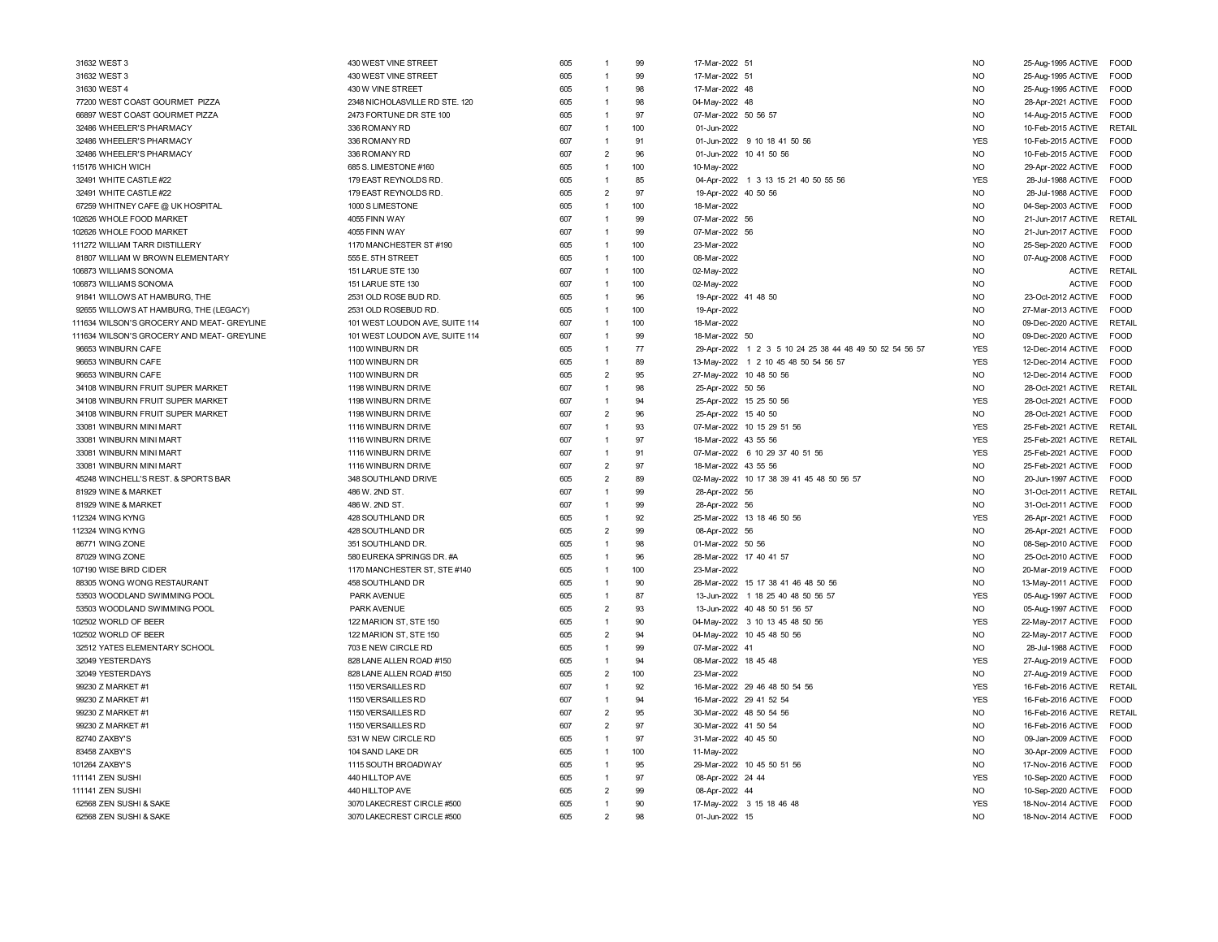| | | | | | | | | | | | |
|---|---|---|---|---|---|---|---|---|---|---|---|
| 31632 | WEST 3 | 430 WEST VINE STREET | 605 | 1 | 99 | 17-Mar-2022 | 51 | NO | 25-Aug-1995 | ACTIVE | FOOD |
| 31632 | WEST 3 | 430 WEST VINE STREET | 605 | 1 | 99 | 17-Mar-2022 | 51 | NO | 25-Aug-1995 | ACTIVE | FOOD |
| 31630 | WEST 4 | 430 W VINE STREET | 605 | 1 | 98 | 17-Mar-2022 | 48 | NO | 25-Aug-1995 | ACTIVE | FOOD |
| 77200 | WEST COAST GOURMET PIZZA | 2348 NICHOLASVILLE RD STE. 120 | 605 | 1 | 98 | 04-May-2022 | 48 | NO | 28-Apr-2021 | ACTIVE | FOOD |
| 66897 | WEST COAST GOURMET PIZZA | 2473 FORTUNE DR STE 100 | 605 | 1 | 97 | 07-Mar-2022 | 50 56 57 | NO | 14-Aug-2015 | ACTIVE | FOOD |
| 32486 | WHEELER'S PHARMACY | 336 ROMANY RD | 607 | 1 | 100 | 01-Jun-2022 | | NO | 10-Feb-2015 | ACTIVE | RETAIL |
| 32486 | WHEELER'S PHARMACY | 336 ROMANY RD | 607 | 1 | 91 | 01-Jun-2022 | 9 10 18 41 50 56 | YES | 10-Feb-2015 | ACTIVE | FOOD |
| 32486 | WHEELER'S PHARMACY | 336 ROMANY RD | 607 | 2 | 96 | 01-Jun-2022 | 10 41 50 56 | NO | 10-Feb-2015 | ACTIVE | FOOD |
| 115176 | WHICH WICH | 685 S. LIMESTONE #160 | 605 | 1 | 100 | 10-May-2022 | | NO | 29-Apr-2022 | ACTIVE | FOOD |
| 32491 | WHITE CASTLE #22 | 179 EAST REYNOLDS RD. | 605 | 1 | 85 | 04-Apr-2022 | 1 3 13 15 21 40 50 55 56 | YES | 28-Jul-1988 | ACTIVE | FOOD |
| 32491 | WHITE CASTLE #22 | 179 EAST REYNOLDS RD. | 605 | 2 | 97 | 19-Apr-2022 | 40 50 56 | NO | 28-Jul-1988 | ACTIVE | FOOD |
| 67259 | WHITNEY CAFE @ UK HOSPITAL | 1000 S LIMESTONE | 605 | 1 | 100 | 18-Mar-2022 | | NO | 04-Sep-2003 | ACTIVE | FOOD |
| 102626 | WHOLE FOOD MARKET | 4055 FINN WAY | 607 | 1 | 99 | 07-Mar-2022 | 56 | NO | 21-Jun-2017 | ACTIVE | RETAIL |
| 102626 | WHOLE FOOD MARKET | 4055 FINN WAY | 607 | 1 | 99 | 07-Mar-2022 | 56 | NO | 21-Jun-2017 | ACTIVE | FOOD |
| 111272 | WILLIAM TARR DISTILLERY | 1170 MANCHESTER ST #190 | 605 | 1 | 100 | 23-Mar-2022 | | NO | 25-Sep-2020 | ACTIVE | FOOD |
| 81807 | WILLIAM W BROWN ELEMENTARY | 555 E. 5TH STREET | 605 | 1 | 100 | 08-Mar-2022 | | NO | 07-Aug-2008 | ACTIVE | FOOD |
| 106873 | WILLIAMS SONOMA | 151 LARUE STE 130 | 607 | 1 | 100 | 02-May-2022 | | NO | | ACTIVE | RETAIL |
| 106873 | WILLIAMS SONOMA | 151 LARUE STE 130 | 607 | 1 | 100 | 02-May-2022 | | NO | | ACTIVE | FOOD |
| 91841 | WILLOWS AT HAMBURG, THE | 2531 OLD ROSE BUD RD. | 605 | 1 | 96 | 19-Apr-2022 | 41 48 50 | NO | 23-Oct-2012 | ACTIVE | FOOD |
| 92655 | WILLOWS AT HAMBURG, THE (LEGACY) | 2531 OLD ROSEBUD RD. | 605 | 1 | 100 | 19-Apr-2022 | | NO | 27-Mar-2013 | ACTIVE | FOOD |
| 111634 | WILSON'S GROCERY AND MEAT- GREYLINE | 101 WEST LOUDON AVE, SUITE 114 | 607 | 1 | 100 | 18-Mar-2022 | | NO | 09-Dec-2020 | ACTIVE | RETAIL |
| 111634 | WILSON'S GROCERY AND MEAT- GREYLINE | 101 WEST LOUDON AVE, SUITE 114 | 607 | 1 | 99 | 18-Mar-2022 | 50 | NO | 09-Dec-2020 | ACTIVE | FOOD |
| 96653 | WINBURN CAFE | 1100 WINBURN DR | 605 | 1 | 77 | 29-Apr-2022 | 1 2 3 5 10 24 25 38 44 48 49 50 52 54 56 57 | YES | 12-Dec-2014 | ACTIVE | FOOD |
| 96653 | WINBURN CAFE | 1100 WINBURN DR | 605 | 1 | 89 | 13-May-2022 | 1 2 10 45 48 50 54 56 57 | YES | 12-Dec-2014 | ACTIVE | FOOD |
| 96653 | WINBURN CAFE | 1100 WINBURN DR | 605 | 2 | 95 | 27-May-2022 | 10 48 50 56 | NO | 12-Dec-2014 | ACTIVE | FOOD |
| 34108 | WINBURN FRUIT SUPER MARKET | 1198 WINBURN DRIVE | 607 | 1 | 98 | 25-Apr-2022 | 50 56 | NO | 28-Oct-2021 | ACTIVE | RETAIL |
| 34108 | WINBURN FRUIT SUPER MARKET | 1198 WINBURN DRIVE | 607 | 1 | 94 | 25-Apr-2022 | 15 25 50 56 | YES | 28-Oct-2021 | ACTIVE | FOOD |
| 34108 | WINBURN FRUIT SUPER MARKET | 1198 WINBURN DRIVE | 607 | 2 | 96 | 25-Apr-2022 | 15 40 50 | NO | 28-Oct-2021 | ACTIVE | FOOD |
| 33081 | WINBURN MINI MART | 1116 WINBURN DRIVE | 607 | 1 | 93 | 07-Mar-2022 | 10 15 29 51 56 | YES | 25-Feb-2021 | ACTIVE | RETAIL |
| 33081 | WINBURN MINI MART | 1116 WINBURN DRIVE | 607 | 1 | 97 | 18-Mar-2022 | 43 55 56 | YES | 25-Feb-2021 | ACTIVE | RETAIL |
| 33081 | WINBURN MINI MART | 1116 WINBURN DRIVE | 607 | 1 | 91 | 07-Mar-2022 | 6 10 29 37 40 51 56 | YES | 25-Feb-2021 | ACTIVE | FOOD |
| 33081 | WINBURN MINI MART | 1116 WINBURN DRIVE | 607 | 2 | 97 | 18-Mar-2022 | 43 55 56 | NO | 25-Feb-2021 | ACTIVE | FOOD |
| 45248 | WINCHELL'S REST. & SPORTS BAR | 348 SOUTHLAND DRIVE | 605 | 2 | 89 | 02-May-2022 | 10 17 38 39 41 45 48 50 56 57 | NO | 20-Jun-1997 | ACTIVE | FOOD |
| 81929 | WINE & MARKET | 486 W. 2ND ST. | 607 | 1 | 99 | 28-Apr-2022 | 56 | NO | 31-Oct-2011 | ACTIVE | RETAIL |
| 81929 | WINE & MARKET | 486 W. 2ND ST. | 607 | 1 | 99 | 28-Apr-2022 | 56 | NO | 31-Oct-2011 | ACTIVE | FOOD |
| 112324 | WING KYNG | 428 SOUTHLAND DR | 605 | 1 | 92 | 25-Mar-2022 | 13 18 46 50 56 | YES | 26-Apr-2021 | ACTIVE | FOOD |
| 112324 | WING KYNG | 428 SOUTHLAND DR | 605 | 2 | 99 | 08-Apr-2022 | 56 | NO | 26-Apr-2021 | ACTIVE | FOOD |
| 86771 | WING ZONE | 351 SOUTHLAND DR. | 605 | 1 | 98 | 01-Mar-2022 | 50 56 | NO | 08-Sep-2010 | ACTIVE | FOOD |
| 87029 | WING ZONE | 580 EUREKA SPRINGS DR. #A | 605 | 1 | 96 | 28-Mar-2022 | 17 40 41 57 | NO | 25-Oct-2010 | ACTIVE | FOOD |
| 107190 | WISE BIRD CIDER | 1170 MANCHESTER ST, STE #140 | 605 | 1 | 100 | 23-Mar-2022 | | NO | 20-Mar-2019 | ACTIVE | FOOD |
| 88305 | WONG WONG RESTAURANT | 458 SOUTHLAND DR | 605 | 1 | 90 | 28-Mar-2022 | 15 17 38 41 46 48 50 56 | NO | 13-May-2011 | ACTIVE | FOOD |
| 53503 | WOODLAND SWIMMING POOL | PARK AVENUE | 605 | 1 | 87 | 13-Jun-2022 | 1 18 25 40 48 50 56 57 | YES | 05-Aug-1997 | ACTIVE | FOOD |
| 53503 | WOODLAND SWIMMING POOL | PARK AVENUE | 605 | 2 | 93 | 13-Jun-2022 | 40 48 50 51 56 57 | NO | 05-Aug-1997 | ACTIVE | FOOD |
| 102502 | WORLD OF BEER | 122 MARION ST, STE 150 | 605 | 1 | 90 | 04-May-2022 | 3 10 13 45 48 50 56 | YES | 22-May-2017 | ACTIVE | FOOD |
| 102502 | WORLD OF BEER | 122 MARION ST, STE 150 | 605 | 2 | 94 | 04-May-2022 | 10 45 48 50 56 | NO | 22-May-2017 | ACTIVE | FOOD |
| 32512 | YATES ELEMENTARY SCHOOL | 703 E NEW CIRCLE RD | 605 | 1 | 99 | 07-Mar-2022 | 41 | NO | 28-Jul-1988 | ACTIVE | FOOD |
| 32049 | YESTERDAYS | 828 LANE ALLEN ROAD #150 | 605 | 1 | 94 | 08-Mar-2022 | 18 45 48 | YES | 27-Aug-2019 | ACTIVE | FOOD |
| 32049 | YESTERDAYS | 828 LANE ALLEN ROAD #150 | 605 | 2 | 100 | 23-Mar-2022 | | NO | 27-Aug-2019 | ACTIVE | FOOD |
| 99230 | Z MARKET #1 | 1150 VERSAILLES RD | 607 | 1 | 92 | 16-Mar-2022 | 29 46 48 50 54 56 | YES | 16-Feb-2016 | ACTIVE | RETAIL |
| 99230 | Z MARKET #1 | 1150 VERSAILLES RD | 607 | 1 | 94 | 16-Mar-2022 | 29 41 52 54 | YES | 16-Feb-2016 | ACTIVE | FOOD |
| 99230 | Z MARKET #1 | 1150 VERSAILLES RD | 607 | 2 | 95 | 30-Mar-2022 | 48 50 54 56 | NO | 16-Feb-2016 | ACTIVE | RETAIL |
| 99230 | Z MARKET #1 | 1150 VERSAILLES RD | 607 | 2 | 97 | 30-Mar-2022 | 41 50 54 | NO | 16-Feb-2016 | ACTIVE | FOOD |
| 82740 | ZAXBY'S | 531 W NEW CIRCLE RD | 605 | 1 | 97 | 31-Mar-2022 | 40 45 50 | NO | 09-Jan-2009 | ACTIVE | FOOD |
| 83458 | ZAXBY'S | 104 SAND LAKE DR | 605 | 1 | 100 | 11-May-2022 | | NO | 30-Apr-2009 | ACTIVE | FOOD |
| 101264 | ZAXBY'S | 1115 SOUTH BROADWAY | 605 | 1 | 95 | 29-Mar-2022 | 10 45 50 51 56 | NO | 17-Nov-2016 | ACTIVE | FOOD |
| 111141 | ZEN SUSHI | 440 HILLTOP AVE | 605 | 1 | 97 | 08-Apr-2022 | 24 44 | YES | 10-Sep-2020 | ACTIVE | FOOD |
| 111141 | ZEN SUSHI | 440 HILLTOP AVE | 605 | 2 | 99 | 08-Apr-2022 | 44 | NO | 10-Sep-2020 | ACTIVE | FOOD |
| 62568 | ZEN SUSHI & SAKE | 3070 LAKECREST CIRCLE #500 | 605 | 1 | 90 | 17-May-2022 | 3 15 18 46 48 | YES | 18-Nov-2014 | ACTIVE | FOOD |
| 62568 | ZEN SUSHI & SAKE | 3070 LAKECREST CIRCLE #500 | 605 | 2 | 98 | 01-Jun-2022 | 15 | NO | 18-Nov-2014 | ACTIVE | FOOD |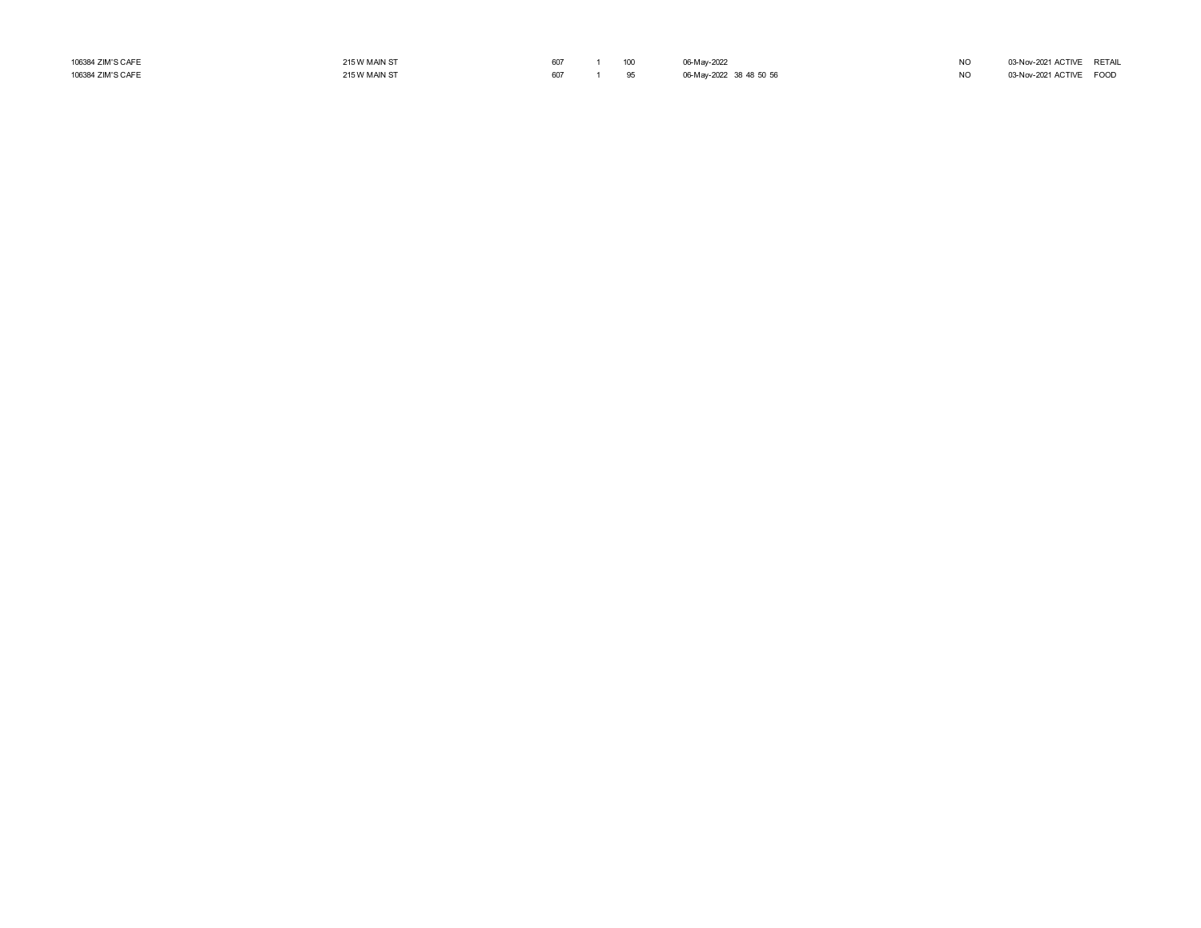| | | | | | | | | | | | |
|---|---|---|---|---|---|---|---|---|---|---|---|
| 106384 | ZIM'S CAFE | 215 W MAIN ST | 607 | 1 | 100 | 06-May-2022 | | NO | 03-Nov-2021 | ACTIVE | RETAIL |
| 106384 | ZIM'S CAFE | 215 W MAIN ST | 607 | 1 | 95 | 06-May-2022 | 38 48 50 56 | NO | 03-Nov-2021 | ACTIVE | FOOD |